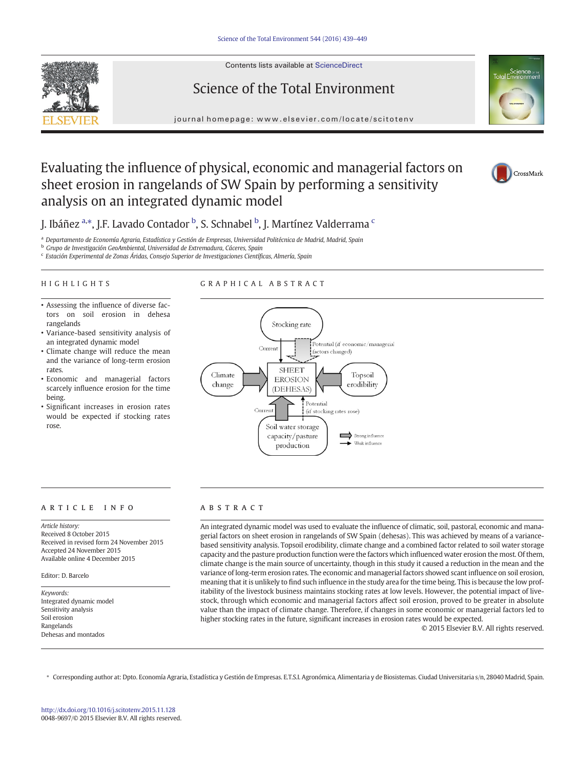# Evaluating the influence of physical, economic and managerial factors on sheet erosion in rangelands of SW Spain by performing a sensitivity analysis on an integrated dynamic model

J. Ibáñez [a,*], J.F. Lavado Contador [b], S. Schnabel [b], J. Martínez Valderrama [c]

[a] Departamento de Economía Agraria, Estadística y Gestión de Empresas, Universidad Politécnica de Madrid, Madrid, Spain
[b] Grupo de Investigación GeoAmbiental, Universidad de Extremadura, Cáceres, Spain
[c] Estación Experimental de Zonas Áridas, Consejo Superior de Investigaciones Científicas, Almería, Spain

## HIGHLIGHTS

- Assessing the influence of diverse factors on soil erosion in dehesa rangelands
- Variance-based sensitivity analysis of an integrated dynamic model
- Climate change will reduce the mean and the variance of long-term erosion rates.
- Economic and managerial factors scarcely influence erosion for the time being.
- Significant increases in erosion rates would be expected if stocking rates rose.

## GRAPHICAL ABSTRACT

Stocking rate — Current — Potential (if economic/managerial factors changed)

Climate change — SHEET EROSION (DEHESAS) — Topsoil erodibility

Current — Potential (if stocking rates rose)

Soil water storage capacity/pasture production

Strong influence
Weak influence

## ARTICLE INFO

*Article history:*
Received 8 October 2015
Received in revised form 24 November 2015
Accepted 24 November 2015
Available online 4 December 2015

Editor: D. Barcelo

*Keywords:*
Integrated dynamic model
Sensitivity analysis
Soil erosion
Rangelands
Dehesas and montados

## ABSTRACT

An integrated dynamic model was used to evaluate the influence of climatic, soil, pastoral, economic and managerial factors on sheet erosion in rangelands of SW Spain (dehesas). This was achieved by means of a variance-based sensitivity analysis. Topsoil erodibility, climate change and a combined factor related to soil water storage capacity and the pasture production function were the factors which influenced water erosion the most. Of them, climate change is the main source of uncertainty, though in this study it caused a reduction in the mean and the variance of long-term erosion rates. The economic and managerial factors showed scant influence on soil erosion, meaning that it is unlikely to find such influence in the study area for the time being. This is because the low profitability of the livestock business maintains stocking rates at low levels. However, the potential impact of livestock, through which economic and managerial factors affect soil erosion, proved to be greater in absolute value than the impact of climate change. Therefore, if changes in some economic or managerial factors led to higher stocking rates in the future, significant increases in erosion rates would be expected.

© 2015 Elsevier B.V. All rights reserved.

* Corresponding author at: Dpto. Economía Agraria, Estadística y Gestión de Empresas. E.T.S.I. Agronómica, Alimentaria y de Biosistemas. Ciudad Universitaria s/n, 28040 Madrid, Spain.

http://dx.doi.org/10.1016/j.scitotenv.2015.11.128
0048-9697/© 2015 Elsevier B.V. All rights reserved.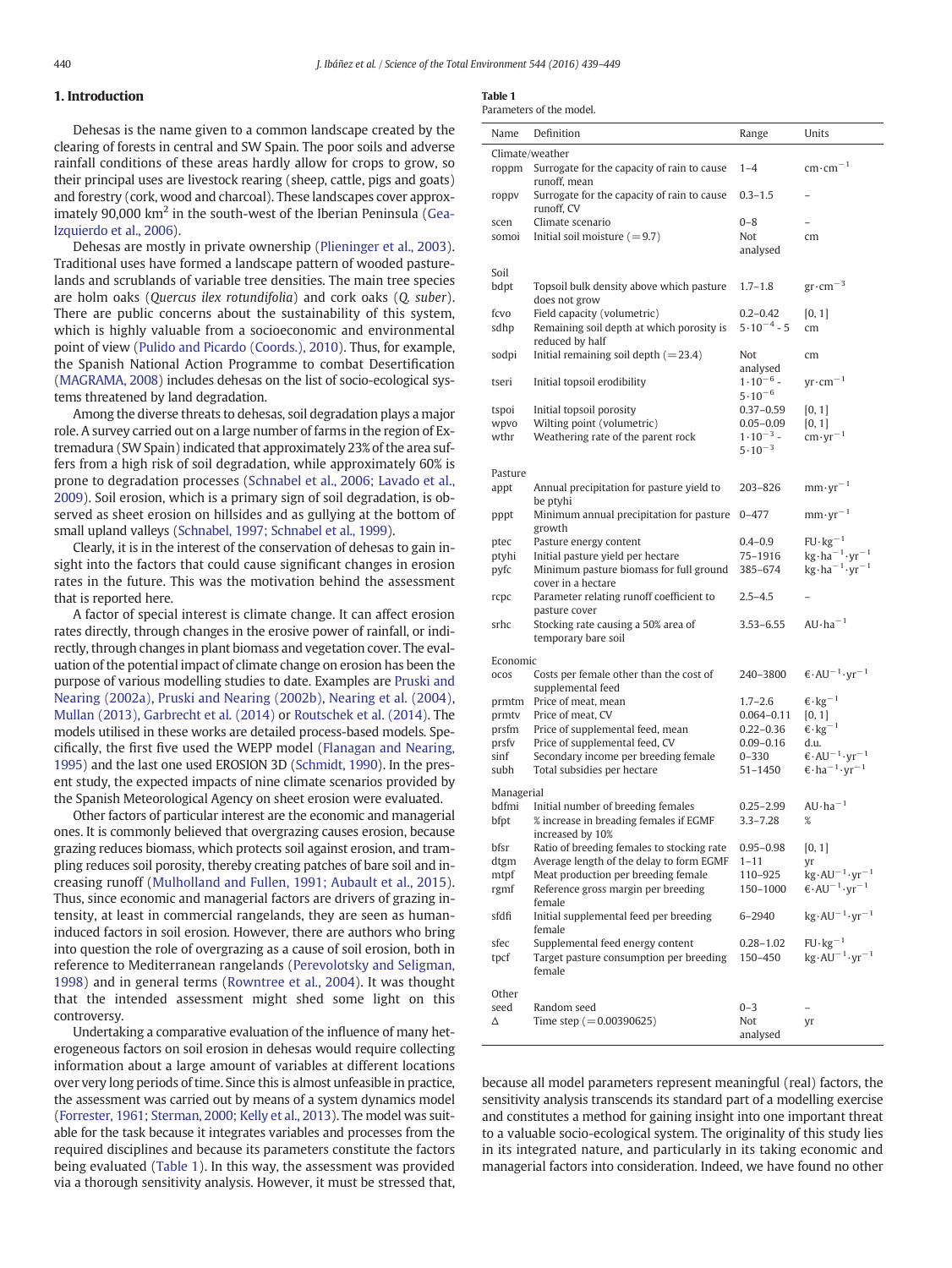## 1. Introduction

Dehesas is the name given to a common landscape created by the clearing of forests in central and SW Spain. The poor soils and adverse rainfall conditions of these areas hardly allow for crops to grow, so their principal uses are livestock rearing (sheep, cattle, pigs and goats) and forestry (cork, wood and charcoal). These landscapes cover approximately 90,000 km$^2$ in the south-west of the Iberian Peninsula (Gea-Izquierdo et al., 2006).

Dehesas are mostly in private ownership (Plieninger et al., 2003). Traditional land uses have formed a landscape pattern of wooded pasturelands and scrublands of variable tree densities. The main tree species are holm oaks (*Quercus ilex rotundifolia*) and cork oaks (*Q. suber*). There are public concerns about the sustainability of this system, which is highly valuable from a socioeconomic and environmental point of view (Pulido and Picardo (Coords.), 2010). Thus, for example, the Spanish National Action Programme to combat Desertification (MAGRAMA, 2008) includes dehesas on the list of socio-ecological systems threatened by land degradation.

Among the diverse threats to dehesas, soil degradation plays a major role. A survey carried out on a large number of farms in the region of Extremadura (SW Spain) indicated that approximately 23% of the area suffers from a high risk of soil degradation, while approximately 60% is prone to degradation processes (Schnabel et al., 2006; Lavado et al., 2009). Soil erosion, which is a primary sign of soil degradation, is observed as sheet erosion on hillsides and as gullying at the bottom of small upland valleys (Schnabel, 1997; Schnabel et al., 1999).

Clearly, it is in the interest of the conservation of dehesas to gain insight into the factors that could cause significant changes in erosion rates in the future. This was the motivation behind the assessment that is reported here.

A factor of special interest is climate change. It can affect erosion rates directly, through changes in the erosive power of rainfall, or indirectly, through changes in plant biomass and vegetation cover. The evaluation of the potential impact of climate change on erosion has been the purpose of various modelling studies to date. Examples are Pruski and Nearing (2002a), Pruski and Nearing (2002b), Nearing et al. (2004), Mullan (2013), Garbrecht et al. (2014) or Routschek et al. (2014). The models utilised in these works are detailed process-based models. Specifically, the first five used the WEPP model (Flanagan and Nearing, 1995) and the last one used EROSION 3D (Schmidt, 1990). In the present study, the expected impacts of nine climate scenarios provided by the Spanish Meteorological Agency on sheet erosion were evaluated.

Other factors of particular interest are the economic and managerial ones. It is commonly believed that overgrazing causes erosion, because grazing reduces biomass, which protects soil against erosion, and trampling reduces soil porosity, thereby creating patches of bare soil and increasing runoff (Mulholland and Fullen, 1991; Aubault et al., 2015). Thus, since economic and managerial factors are drivers of grazing intensity, at least in commercial rangelands, they are seen as human-induced factors in soil erosion. However, there are authors who bring into question the role of overgrazing as a cause of soil erosion, both in reference to Mediterranean rangelands (Perevolotsky and Seligman, 1998) and in general terms (Rowntree et al., 2004). It was thought that the intended assessment might shed some light on this controversy.

Undertaking a comparative evaluation of the influence of many heterogeneous factors on soil erosion in dehesas would require collecting information about a large amount of variables at different locations over very long periods of time. Since this is almost unfeasible in practice, the assessment was carried out by means of a system dynamics model (Forrester, 1961; Sterman, 2000; Kelly et al., 2013). The model was suitable for the task because it integrates variables and processes from the required disciplines and because its parameters constitute the factors being evaluated (Table 1). In this way, the assessment was provided via a thorough sensitivity analysis. However, it must be stressed that, because all model parameters represent meaningful (real) factors, the sensitivity analysis transcends its standard part of a modelling exercise and constitutes a method for gaining insight into one important threat to a valuable socio-ecological system. The originality of this study lies in its integrated nature, and particularly in its taking economic and managerial factors into consideration. Indeed, we have found no other

**Table 1**
Parameters of the model.

| Name | Definition | Range | Units |
|---|---|---|---|
| *Climate/weather* | | | |
| roppm | Surrogate for the capacity of rain to cause runoff, mean | 1–4 | cm·cm$^{-1}$ |
| roppv | Surrogate for the capacity of rain to cause runoff, CV | 0.3–1.5 | – |
| scen | Climate scenario | 0–8 | – |
| somoi | Initial soil moisture (=9.7) | Not analysed | cm |
| *Soil* | | | |
| bdpt | Topsoil bulk density above which pasture does not grow | 1.7–1.8 | gr·cm$^{-3}$ |
| fcvo | Field capacity (volumetric) | 0.2–0.42 | [0, 1] |
| sdhp | Remaining soil depth at which porosity is reduced by half | $5\cdot10^{-4}$ - 5 | cm |
| sodpi | Initial remaining soil depth (=23.4) | Not analysed | cm |
| tseri | Initial topsoil erodibility | $1\cdot10^{-6}$ - $5\cdot10^{-6}$ | yr·cm$^{-1}$ |
| tspoi | Initial topsoil porosity | 0.37–0.59 | [0, 1] |
| wpvo | Wilting point (volumetric) | 0.05–0.09 | [0, 1] |
| wthr | Weathering rate of the parent rock | $1\cdot10^{-3}$ - $5\cdot10^{-3}$ | cm·yr$^{-1}$ |
| *Pasture* | | | |
| appt | Annual precipitation for pasture yield to be ptyhi | 203–826 | mm·yr$^{-1}$ |
| pppt | Minimum annual precipitation for pasture growth | 0–477 | mm·yr$^{-1}$ |
| ptec | Pasture energy content | 0.4–0.9 | FU·kg$^{-1}$ |
| ptyhi | Initial pasture yield per hectare | 75–1916 | kg·ha$^{-1}$·yr$^{-1}$ |
| pyfc | Minimum pasture biomass for full ground cover in a hectare | 385–674 | kg·ha$^{-1}$·yr$^{-1}$ |
| rcpc | Parameter relating runoff coefficient to pasture cover | 2.5–4.5 | – |
| srhc | Stocking rate causing a 50% area of temporary bare soil | 3.53–6.55 | AU·ha$^{-1}$ |
| *Economic* | | | |
| ocos | Costs per female other than the cost of supplemental feed | 240–3800 | €·AU$^{-1}$·yr$^{-1}$ |
| prmtm | Price of meat, mean | 1.7–2.6 | €·kg$^{-1}$ |
| prmtv | Price of meat, CV | 0.064–0.11 | [0, 1] |
| prsfm | Price of supplemental feed, mean | 0.22–0.36 | €·kg$^{-1}$ |
| prsfv | Price of supplemental feed, CV | 0.09–0.16 | d.u. |
| sinf | Secondary income per breeding female | 0–330 | €·AU$^{-1}$·yr$^{-1}$ |
| subh | Total subsidies per hectare | 51–1450 | €·ha$^{-1}$·yr$^{-1}$ |
| *Managerial* | | | |
| bdfmi | Initial number of breeding females | 0.25–2.99 | AU·ha$^{-1}$ |
| bfpt | % increase in breading females if EGMF increased by 10% | 3.3–7.28 | % |
| bfsr | Ratio of breeding females to stocking rate | 0.95–0.98 | [0, 1] |
| dtgm | Average length of the delay to form EGMF | 1–11 | yr |
| mtpf | Meat production per breeding female | 110–925 | kg·AU$^{-1}$·yr$^{-1}$ |
| rgmf | Reference gross margin per breeding female | 150–1000 | €·AU$^{-1}$·yr$^{-1}$ |
| sfdfi | Initial supplemental feed per breeding female | 6–2940 | kg·AU$^{-1}$·yr$^{-1}$ |
| sfec | Supplemental feed energy content | 0.28–1.02 | FU·kg$^{-1}$ |
| tpcf | Target pasture consumption per breeding female | 150–450 | kg·AU$^{-1}$·yr$^{-1}$ |
| *Other* | | | |
| seed | Random seed | 0–3 | – |
| Δ | Time step (=0.00390625) | Not analysed | yr |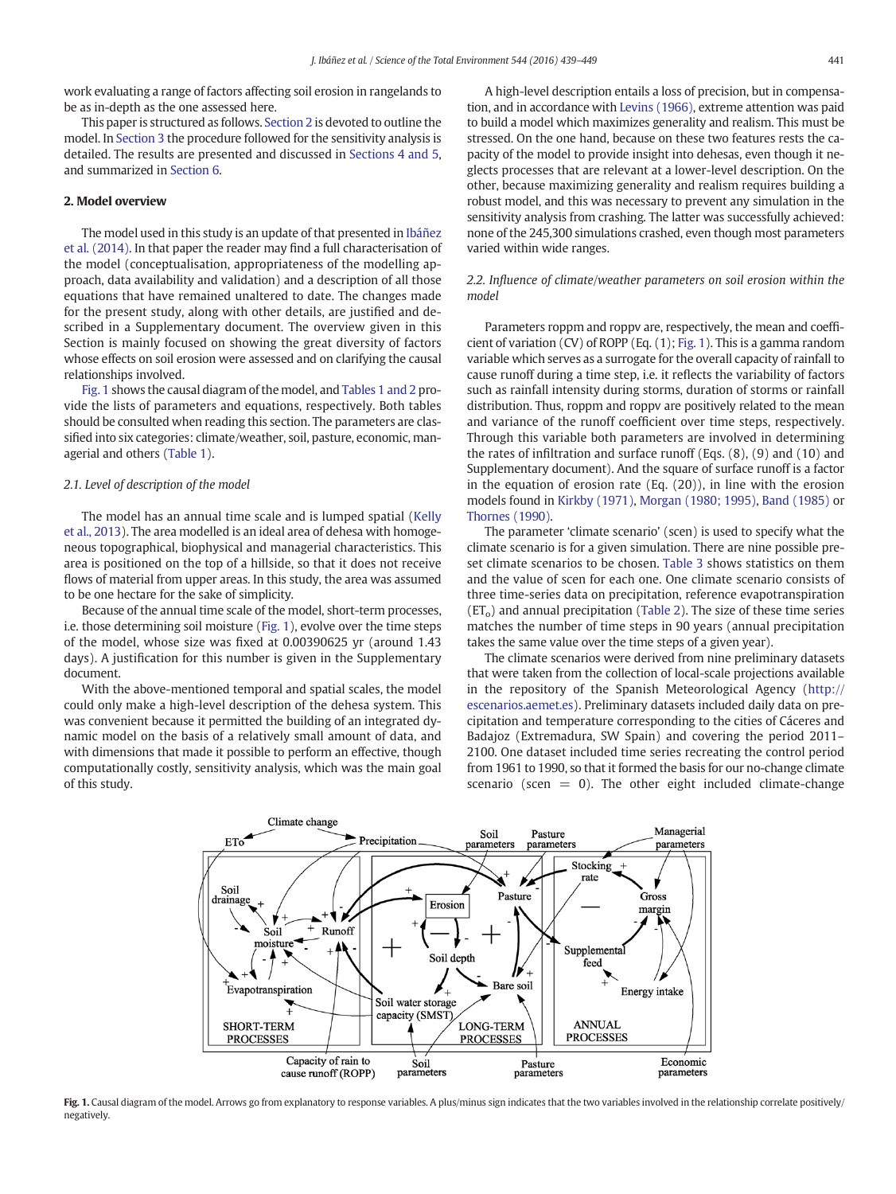work evaluating a range of factors affecting soil erosion in rangelands to be as in-depth as the one assessed here.

This paper is structured as follows. Section 2 is devoted to outline the model. In Section 3 the procedure followed for the sensitivity analysis is detailed. The results are presented and discussed in Sections 4 and 5, and summarized in Section 6.

## 2. Model overview

The model used in this study is an update of that presented in Ibáñez et al. (2014). In that paper the reader may find a full characterisation of the model (conceptualisation, appropriateness of the modelling approach, data availability and validation) and a description of all those equations that have remained unaltered to date. The changes made for the present study, along with other details, are justified and described in a Supplementary document. The overview given in this Section is mainly focused on showing the great diversity of factors whose effects on soil erosion were assessed and on clarifying the causal relationships involved.

Fig. 1 shows the causal diagram of the model, and Tables 1 and 2 provide the lists of parameters and equations, respectively. Both tables should be consulted when reading this section. The parameters are classified into six categories: climate/weather, soil, pasture, economic, managerial and others (Table 1).

### 2.1. Level of description of the model

The model has an annual time scale and is lumped spatial (Kelly et al., 2013). The area modelled is an ideal area of dehesa with homogeneous topographical, biophysical and managerial characteristics. This area is positioned on the top of a hillside, so that it does not receive flows of material from upper areas. In this study, the area was assumed to be one hectare for the sake of simplicity.

Because of the annual time scale of the model, short-term processes, i.e. those determining soil moisture (Fig. 1), evolve over the time steps of the model, whose size was fixed at 0.00390625 yr (around 1.43 days). A justification for this number is given in the Supplementary document.

With the above-mentioned temporal and spatial scales, the model could only make a high-level description of the dehesa system. This was convenient because it permitted the building of an integrated dynamic model on the basis of a relatively small amount of data, and with dimensions that made it possible to perform an effective, though computationally costly, sensitivity analysis, which was the main goal of this study.

A high-level description entails a loss of precision, but in compensation, and in accordance with Levins (1966), extreme attention was paid to build a model which maximizes generality and realism. This must be stressed. On the one hand, because on these two features rests the capacity of the model to provide insight into dehesas, even though it neglects processes that are relevant at a lower-level description. On the other, because maximizing generality and realism requires building a robust model, and this was necessary to prevent any simulation in the sensitivity analysis from crashing. The latter was successfully achieved: none of the 245,300 simulations crashed, even though most parameters varied within wide ranges.

### 2.2. Influence of climate/weather parameters on soil erosion within the model

Parameters roppm and roppv are, respectively, the mean and coefficient of variation (CV) of ROPP (Eq. (1); Fig. 1). This is a gamma random variable which serves as a surrogate for the overall capacity of rainfall to cause runoff during a time step, i.e. it reflects the variability of factors such as rainfall intensity during storms, duration of storms or rainfall distribution. Thus, roppm and roppv are positively related to the mean and variance of the runoff coefficient over time steps, respectively. Through this variable both parameters are involved in determining the rates of infiltration and surface runoff (Eqs. (8), (9) and (10) and Supplementary document). And the square of surface runoff is a factor in the equation of erosion rate (Eq. (20)), in line with the erosion models found in Kirkby (1971), Morgan (1980; 1995), Band (1985) or Thornes (1990).

The parameter 'climate scenario' (scen) is used to specify what the climate scenario is for a given simulation. There are nine possible preset climate scenarios to be chosen. Table 3 shows statistics on them and the value of scen for each one. One climate scenario consists of three time-series data on precipitation, reference evapotranspiration ($ET_o$) and annual precipitation (Table 2). The size of these time series matches the number of time steps in 90 years (annual precipitation takes the same value over the time steps of a given year).

The climate scenarios were derived from nine preliminary datasets that were taken from the collection of local-scale projections available in the repository of the Spanish Meteorological Agency (http://escenarios.aemet.es). Preliminary datasets included daily data on precipitation and temperature corresponding to the cities of Cáceres and Badajoz (Extremadura, SW Spain) and covering the period 2011–2100. One dataset included time series recreating the control period from 1961 to 1990, so that it formed the basis for our no-change climate scenario (scen = 0). The other eight included climate-change

**Fig. 1.** Causal diagram of the model. Arrows go from explanatory to response variables. A plus/minus sign indicates that the two variables involved in the relationship correlate positively/negatively.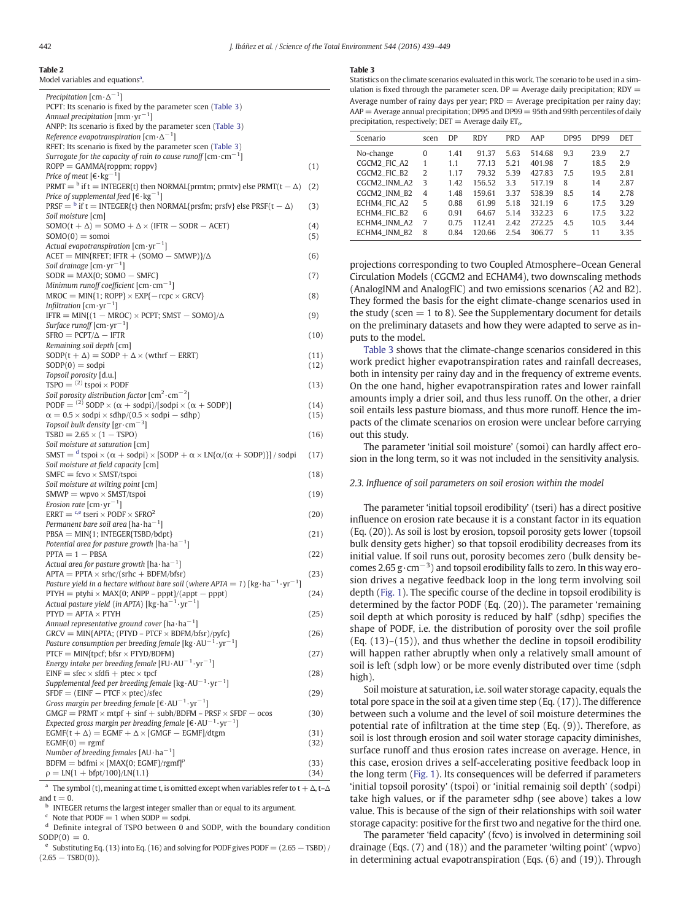**Table 2**
Model variables and equations[a].

| | |
|---|---|
| *Precipitation* [$cm \cdot \Delta^{-1}$] | |
| PCPT: Its scenario is fixed by the parameter scen (Table 3) | |
| *Annual precipitation* [$mm \cdot yr^{-1}$] | |
| ANPP: Its scenario is fixed by the parameter scen (Table 3) | |
| *Reference evapotranspiration* [$cm \cdot \Delta^{-1}$] | |
| RFET: Its scenario is fixed by the parameter scen (Table 3) | |
| *Surrogate for the capacity of rain to cause runoff* [$cm \cdot cm^{-1}$] | |
| ROPP = GAMMA{roppm; roppv} | (1) |
| *Price of meat* [$€ \cdot kg^{-1}$] | |
| PRMT = [b] if t = INTEGER{t} then NORMAL{prmtm; prmtv} else PRMT(t − Δ) | (2) |
| *Price of supplemental feed* [$€ \cdot kg^{-1}$] | |
| PRSF = [b] if t = INTEGER{t} then NORMAL{prsfm; prsfv} else PRSF(t − Δ) | (3) |
| *Soil moisture* [cm] | |
| SOMO(t + Δ) = SOMO + Δ × (IFTR − SODR − ACET) | (4) |
| SOMO(0) = somoi | (5) |
| *Actual evapotranspiration* [$cm \cdot yr^{-1}$] | |
| ACET = MIN{RFET; IFTR + (SOMO − SMWP)}/Δ | (6) |
| *Soil drainage* [$cm \cdot yr^{-1}$] | |
| SODR = MAX{0; SOMO − SMFC} | (7) |
| *Minimum runoff coefficient* [$cm \cdot cm^{-1}$] | |
| MROC = MIN{1; ROPP} × EXP{− rcpc × GRCV} | (8) |
| *Infiltration* [$cm \cdot yr^{-1}$] | |
| IFTR = MIN{(1 − MROC) × PCPT; SMST − SOMO}/Δ | (9) |
| *Surface runoff* [$cm \cdot yr^{-1}$] | |
| SFRO = PCPT/Δ − IFTR | (10) |
| *Remaining soil depth* [cm] | |
| SODP(t + Δ) = SODP + Δ × (wthrf − ERRT) | (11) |
| SODP(0) = sodpi | (12) |
| *Topsoil porosity* [d.u.] | |
| TSPO = [2] tspoi × PODF | (13) |
| *Soil porosity distribution factor* [$cm^2 \cdot cm^{-2}$] | |
| PODF = [2] SODP × (α + sodpi)/[sodpi × (α + SODP)] | (14) |
| α = 0.5 × sodpi × sdhp/(0.5 × sodpi − sdhp) | (15) |
| *Topsoil bulk density* [$gr \cdot cm^{-3}$] | |
| TSBD = 2.65 × (1 − TSPO) | (16) |
| *Soil moisture at saturation* [cm] | |
| SMST = [d] tspoi × (α + sodpi) × [SODP + α × LN{α/(α + SODP)}] / sodpi | (17) |
| *Soil moisture at field capacity* [cm] | |
| SMFC = fcvo × SMST/tspoi | (18) |
| *Soil moisture at wilting point* [cm] | |
| SMWP = wpvo × SMST/tspoi | (19) |
| *Erosion rate* [$cm \cdot yr^{-1}$] | |
| ERRT = [c,e] tseri × PODF × SFRO[2] | (20) |
| *Permanent bare soil area* [$ha \cdot ha^{-1}$] | |
| PBSA = MIN{1; INTEGER{TSBD/bdpt} | (21) |
| *Potential area for pasture growth* [$ha \cdot ha^{-1}$] | |
| PPTA = 1 − PBSA | (22) |
| *Actual area for pasture growth* [$ha \cdot ha^{-1}$] | |
| APTA = PPTA × srhc/(srhc + BDFM/bfsr) | (23) |
| *Pasture yield in a hectare without bare soil (where APTA = 1)* [$kg \cdot ha^{-1} \cdot yr^{-1}$] | |
| PTYH = ptyhi × MAX{0; ANPP − pppt}/(appt − pppt) | (24) |
| *Actual pasture yield (in APTA)* [$kg \cdot ha^{-1} \cdot yr^{-1}$] | |
| PTYD = APTA × PTYH | (25) |
| *Annual representative ground cover* [$ha \cdot ha^{-1}$] | |
| GRCV = MIN{APTA; (PTYD − PTCF × BDFM/bfsr)/pyfc} | (26) |
| *Pasture consumption per breeding female* [$kg \cdot AU^{-1} \cdot yr^{-1}$] | |
| PTCF = MIN{tpcf; bfsr × PTYD/BDFM} | (27) |
| *Energy intake per breeding female* [$FU \cdot AU^{-1} \cdot yr^{-1}$] | |
| EINF = sfec × sfdfi + ptec × tpcf | (28) |
| *Supplemental feed per breeding female* [$kg \cdot AU^{-1} \cdot yr^{-1}$] | |
| SFDF = (EINF − PTCF × ptec)/sfec | (29) |
| *Gross margin per breeding female* [$€ \cdot AU^{-1} \cdot yr^{-1}$] | |
| GMGF = PRMT × mtpf + sinf + subh/BDFM − PRSF × SFDF − ocos | (30) |
| *Expected gross margin per breeding female* [$€ \cdot AU^{-1} \cdot yr^{-1}$] | |
| EGMF(t + Δ) = EGMF + Δ × [GMGF − EGMF]/dtgm | (31) |
| EGMF(0) = rgmf | (32) |
| *Number of breeding females* [$AU \cdot ha^{-1}$] | |
| BDFM = bdfmi × [MAX{0; EGMF}/rgmf]$^{\rho}$ | (33) |
| ρ = LN{1 + bfpt/100}/LN{1.1} | (34) |

[a] The symbol (t), meaning at time t, is omitted except when variables refer to t + Δ, t–Δ and t = 0.

[b] INTEGER returns the largest integer smaller than or equal to its argument.

[c] Note that PODF = 1 when SODP = sodpi.

[d] Definite integral of TSPO between 0 and SODP, with the boundary condition SODP(0) = 0.

[e] Substituting Eq. (13) into Eq. (16) and solving for PODF gives PODF = (2.65 − TSBD) / (2.65 − TSBD(0)).

**Table 3**
Statistics on the climate scenarios evaluated in this work. The scenario to be used in a simulation is fixed through the parameter scen. DP = Average daily precipitation; RDY = Average number of rainy days per year; PRD = Average precipitation per rainy day; AAP = Average annual precipitation; DP95 and DP99 = 95th and 99th percentiles of daily precipitation, respectively; DET = Average daily $ET_o$.

| Scenario | scen | DP | RDY | PRD | AAP | DP95 | DP99 | DET |
|---|---|---|---|---|---|---|---|---|
| No-change | 0 | 1.41 | 91.37 | 5.63 | 514.68 | 9.3 | 23.9 | 2.7 |
| CGCM2_FIC_A2 | 1 | 1.1 | 77.13 | 5.21 | 401.98 | 7 | 18.5 | 2.9 |
| CGCM2_FIC_B2 | 2 | 1.17 | 79.32 | 5.39 | 427.83 | 7.5 | 19.5 | 2.81 |
| CGCM2_INM_A2 | 3 | 1.42 | 156.52 | 3.3 | 517.19 | 8 | 14 | 2.87 |
| CGCM2_INM_B2 | 4 | 1.48 | 159.61 | 3.37 | 538.39 | 8.5 | 14 | 2.78 |
| ECHM4_FIC_A2 | 5 | 0.88 | 61.99 | 5.18 | 321.19 | 6 | 17.5 | 3.29 |
| ECHM4_FIC_B2 | 6 | 0.91 | 64.67 | 5.14 | 332.23 | 6 | 17.5 | 3.22 |
| ECHM4_INM_A2 | 7 | 0.75 | 112.41 | 2.42 | 272.25 | 4.5 | 10.5 | 3.44 |
| ECHM4_INM_B2 | 8 | 0.84 | 120.66 | 2.54 | 306.77 | 5 | 11 | 3.35 |

projections corresponding to two Coupled Atmosphere–Ocean General Circulation Models (CGCM2 and ECHAM4), two downscaling methods (AnalogINM and AnalogFIC) and two emissions scenarios (A2 and B2). They formed the basis for the eight climate-change scenarios used in the study (scen = 1 to 8). See the Supplementary document for details on the preliminary datasets and how they were adapted to serve as inputs to the model.

Table 3 shows that the climate-change scenarios considered in this work predict higher evapotranspiration rates and rainfall decreases, both in intensity per rainy day and in the frequency of extreme events. On the one hand, higher evapotranspiration rates and lower rainfall amounts imply a drier soil, and thus less runoff. On the other, a drier soil entails less pasture biomass, and thus more runoff. Hence the impacts of the climate scenarios on erosion were unclear before carrying out this study.

The parameter 'initial soil moisture' (somoi) can hardly affect erosion in the long term, so it was not included in the sensitivity analysis.

### 2.3. Influence of soil parameters on soil erosion within the model

The parameter 'initial topsoil erodibility' (tseri) has a direct positive influence on erosion rate because it is a constant factor in its equation (Eq. (20)). As soil is lost by erosion, topsoil porosity gets lower (topsoil bulk density gets higher) so that topsoil erodibility decreases from its initial value. If soil runs out, porosity becomes zero (bulk density becomes 2.65 $g \cdot cm^{-3}$) and topsoil erodibility falls to zero. In this way erosion drives a negative feedback loop in the long term involving soil depth (Fig. 1). The specific course of the decline in topsoil erodibility is determined by the factor PODF (Eq. (20)). The parameter 'remaining soil depth at which porosity is reduced by half' (sdhp) specifies the shape of PODF, i.e. the distribution of porosity over the soil profile (Eq. (13)–(15)), and thus whether the decline in topsoil erodibility will happen rather abruptly when only a relatively small amount of soil is left (sdph low) or be more evenly distributed over time (sdph high).

Soil moisture at saturation, i.e. soil water storage capacity, equals the total pore space in the soil at a given time step (Eq. (17)). The difference between such a volume and the level of soil moisture determines the potential rate of infiltration at the time step (Eq. (9)). Therefore, as soil is lost through erosion and soil water storage capacity diminishes, surface runoff and thus erosion rates increase on average. Hence, in this case, erosion drives a self-accelerating positive feedback loop in the long term (Fig. 1). Its consequences will be deferred if parameters 'initial topsoil porosity' (tspoi) or 'initial remainig soil depth' (sodpi) take high values, or if the parameter sdhp (see above) takes a low value. This is because of the sign of their relationships with soil water storage capacity: positive for the first two and negative for the third one.

The parameter 'field capacity' (fcvo) is involved in determining soil drainage (Eqs. (7) and (18)) and the parameter 'wilting point' (wpvo) in determining actual evapotranspiration (Eqs. (6) and (19)). Through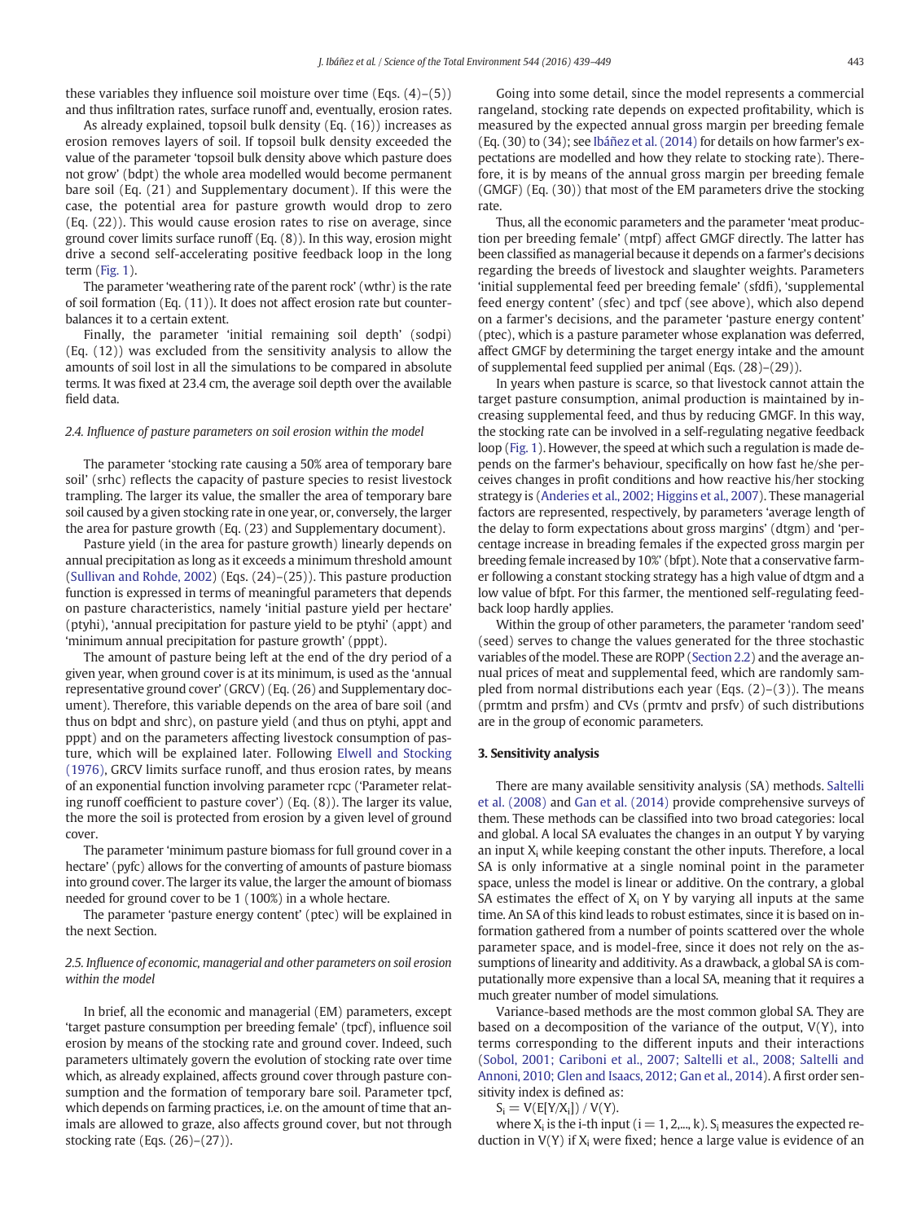these variables they influence soil moisture over time (Eqs. (4)–(5)) and thus infiltration rates, surface runoff and, eventually, erosion rates.

As already explained, topsoil bulk density (Eq. (16)) increases as erosion removes layers of soil. If topsoil bulk density exceeded the value of the parameter 'topsoil bulk density above which pasture does not grow' (bdpt) the whole area modelled would become permanent bare soil (Eq. (21) and Supplementary document). If this were the case, the potential area for pasture growth would drop to zero (Eq. (22)). This would cause erosion rates to rise on average, since ground cover limits surface runoff (Eq. (8)). In this way, erosion might drive a second self-accelerating positive feedback loop in the long term (Fig. 1).

The parameter 'weathering rate of the parent rock' (wthr) is the rate of soil formation (Eq. (11)). It does not affect erosion rate but counterbalances it to a certain extent.

Finally, the parameter 'initial remaining soil depth' (sodpi) (Eq. (12)) was excluded from the sensitivity analysis to allow the amounts of soil lost in all the simulations to be compared in absolute terms. It was fixed at 23.4 cm, the average soil depth over the available field data.

### 2.4. Influence of pasture parameters on soil erosion within the model

The parameter 'stocking rate causing a 50% area of temporary bare soil' (srhc) reflects the capacity of pasture species to resist livestock trampling. The larger its value, the smaller the area of temporary bare soil caused by a given stocking rate in one year, or, conversely, the larger the area for pasture growth (Eq. (23) and Supplementary document).

Pasture yield (in the area for pasture growth) linearly depends on annual precipitation as long as it exceeds a minimum threshold amount (Sullivan and Rohde, 2002) (Eqs. (24)–(25)). This pasture production function is expressed in terms of meaningful parameters that depends on pasture characteristics, namely 'initial pasture yield per hectare' (ptyhi), 'annual precipitation for pasture yield to be ptyhi' (appt) and 'minimum annual precipitation for pasture growth' (pppt).

The amount of pasture being left at the end of the dry period of a given year, when ground cover is at its minimum, is used as the 'annual representative ground cover' (GRCV) (Eq. (26) and Supplementary document). Therefore, this variable depends on the area of bare soil (and thus on bdpt and shrc), on pasture yield (and thus on ptyhi, appt and pppt) and on the parameters affecting livestock consumption of pasture, which will be explained later. Following Elwell and Stocking (1976), GRCV limits surface runoff, and thus erosion rates, by means of an exponential function involving parameter rcpc ('Parameter relating runoff coefficient to pasture cover') (Eq. (8)). The larger its value, the more the soil is protected from erosion by a given level of ground cover.

The parameter 'minimum pasture biomass for full ground cover in a hectare' (pyfc) allows for the converting of amounts of pasture biomass into ground cover. The larger its value, the larger the amount of biomass needed for ground cover to be 1 (100%) in a whole hectare.

The parameter 'pasture energy content' (ptec) will be explained in the next Section.

### 2.5. Influence of economic, managerial and other parameters on soil erosion within the model

In brief, all the economic and managerial (EM) parameters, except 'target pasture consumption per breeding female' (tpcf), influence soil erosion by means of the stocking rate and ground cover. Indeed, such parameters ultimately govern the evolution of stocking rate over time which, as already explained, affects ground cover through pasture consumption and the formation of temporary bare soil. Parameter tpcf, which depends on farming practices, i.e. on the amount of time that animals are allowed to graze, also affects ground cover, but not through stocking rate (Eqs. (26)–(27)).

Going into some detail, since the model represents a commercial rangeland, stocking rate depends on expected profitability, which is measured by the expected annual gross margin per breeding female (Eq. (30) to (34); see Ibáñez et al. (2014) for details on how farmer's expectations are modelled and how they relate to stocking rate). Therefore, it is by means of the annual gross margin per breeding female (GMGF) (Eq. (30)) that most of the EM parameters drive the stocking rate.

Thus, all the economic parameters and the parameter 'meat production per breeding female' (mtpf) affect GMGF directly. The latter has been classified as managerial because it depends on a farmer's decisions regarding the breeds of livestock and slaughter weights. Parameters 'initial supplemental feed per breeding female' (sfdfi), 'supplemental feed energy content' (sfec) and tpcf (see above), which also depend on a farmer's decisions, and the parameter 'pasture energy content' (ptec), which is a pasture parameter whose explanation was deferred, affect GMGF by determining the target energy intake and the amount of supplemental feed supplied per animal (Eqs. (28)–(29)).

In years when pasture is scarce, so that livestock cannot attain the target pasture consumption, animal production is maintained by increasing supplemental feed, and thus by reducing GMGF. In this way, the stocking rate can be involved in a self-regulating negative feedback loop (Fig. 1). However, the speed at which such a regulation is made depends on the farmer's behaviour, specifically on how fast he/she perceives changes in profit conditions and how reactive his/her stocking strategy is (Anderies et al., 2002; Higgins et al., 2007). These managerial factors are represented, respectively, by parameters 'average length of the delay to form expectations about gross margins' (dtgm) and 'percentage increase in breading females if the expected gross margin per breeding female increased by 10%' (bfpt). Note that a conservative farmer following a constant stocking strategy has a high value of dtgm and a low value of bfpt. For this farmer, the mentioned self-regulating feedback loop hardly applies.

Within the group of other parameters, the parameter 'random seed' (seed) serves to change the values generated for the three stochastic variables of the model. These are ROPP (Section 2.2) and the average annual prices of meat and supplemental feed, which are randomly sampled from normal distributions each year (Eqs. (2)–(3)). The means (prmtm and prsfm) and CVs (prmtv and prsfv) of such distributions are in the group of economic parameters.

## 3. Sensitivity analysis

There are many available sensitivity analysis (SA) methods. Saltelli et al. (2008) and Gan et al. (2014) provide comprehensive surveys of them. These methods can be classified into two broad categories: local and global. A local SA evaluates the changes in an output Y by varying an input $X_i$ while keeping constant the other inputs. Therefore, a local SA is only informative at a single nominal point in the parameter space, unless the model is linear or additive. On the contrary, a global SA estimates the effect of $X_i$ on Y by varying all inputs at the same time. An SA of this kind leads to robust estimates, since it is based on information gathered from a number of points scattered over the whole parameter space, and is model-free, since it does not rely on the assumptions of linearity and additivity. As a drawback, a global SA is computationally more expensive than a local SA, meaning that it requires a much greater number of model simulations.

Variance-based methods are the most common global SA. They are based on a decomposition of the variance of the output, V(Y), into terms corresponding to the different inputs and their interactions (Sobol, 2001; Cariboni et al., 2007; Saltelli et al., 2008; Saltelli and Annoni, 2010; Glen and Isaacs, 2012; Gan et al., 2014). A first order sensitivity index is defined as:

$$S_i = V(E[Y/X_i]) / V(Y).$$

where $X_i$ is the i-th input ($i = 1, 2, ..., k$). $S_i$ measures the expected reduction in V(Y) if $X_i$ were fixed; hence a large value is evidence of an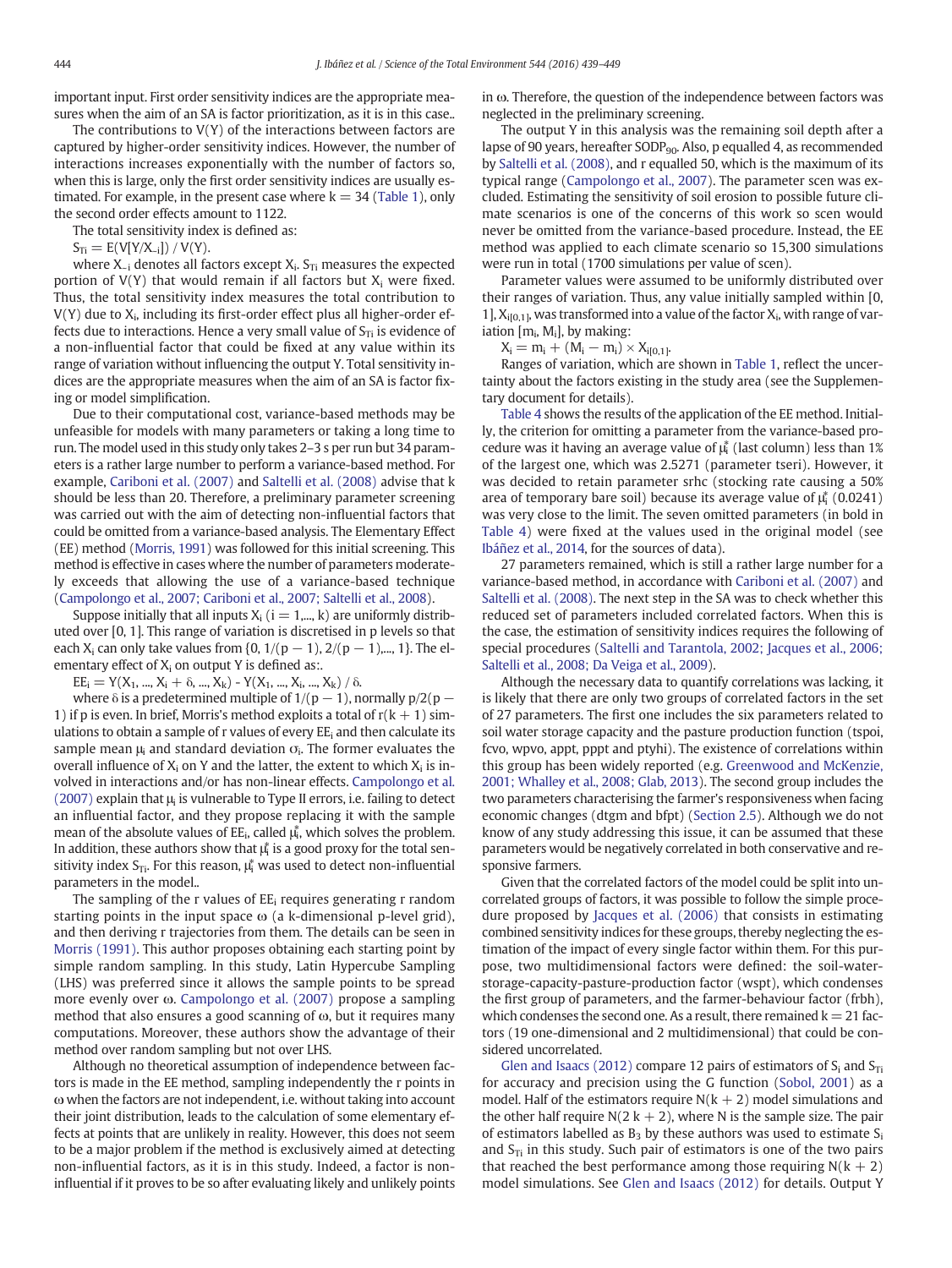important input. First order sensitivity indices are the appropriate measures when the aim of an SA is factor prioritization, as it is in this case..

The contributions to V(Y) of the interactions between factors are captured by higher-order sensitivity indices. However, the number of interactions increases exponentially with the number of factors so, when this is large, only the first order sensitivity indices are usually estimated. For example, in the present case where $k = 34$ (Table 1), only the second order effects amount to 1122.

The total sensitivity index is defined as:

$S_{Ti} = E(V[Y/X_{-i}]) / V(Y)$.

where $X_{-i}$ denotes all factors except $X_i$. $S_{Ti}$ measures the expected portion of V(Y) that would remain if all factors but $X_i$ were fixed. Thus, the total sensitivity index measures the total contribution to V(Y) due to $X_i$, including its first-order effect plus all higher-order effects due to interactions. Hence a very small value of $S_{Ti}$ is evidence of a non-influential factor that could be fixed at any value within its range of variation without influencing the output Y. Total sensitivity indices are the appropriate measures when the aim of an SA is factor fixing or model simplification.

Due to their computational cost, variance-based methods may be unfeasible for models with many parameters or taking a long time to run. The model used in this study only takes 2–3 s per run but 34 parameters is a rather large number to perform a variance-based method. For example, Cariboni et al. (2007) and Saltelli et al. (2008) advise that k should be less than 20. Therefore, a preliminary parameter screening was carried out with the aim of detecting non-influential factors that could be omitted from a variance-based analysis. The Elementary Effect (EE) method (Morris, 1991) was followed for this initial screening. This method is effective in cases where the number of parameters moderately exceeds that allowing the use of a variance-based technique (Campolongo et al., 2007; Cariboni et al., 2007; Saltelli et al., 2008).

Suppose initially that all inputs $X_i$ ($i = 1,..., k$) are uniformly distributed over [0, 1]. This range of variation is discretised in p levels so that each $X_i$ can only take values from $\{0, 1/(p-1), 2/(p-1),..., 1\}$. The elementary effect of $X_i$ on output Y is defined as:.

$EE_i = Y(X_1, ..., X_i + \delta, ..., X_k) - Y(X_1, ..., X_i, ..., X_k) / \delta$.

where $\delta$ is a predetermined multiple of $1/(p-1)$, normally $p/2(p-1)$ if p is even. In brief, Morris's method exploits a total of $r(k+1)$ simulations to obtain a sample of r values of every $EE_i$ and then calculate its sample mean $\mu_i$ and standard deviation $\sigma_i$. The former evaluates the overall influence of $X_i$ on Y and the latter, the extent to which $X_i$ is involved in interactions and/or has non-linear effects. Campolongo et al. (2007) explain that $\mu_i$ is vulnerable to Type II errors, i.e. failing to detect an influential factor, and they propose replacing it with the sample mean of the absolute values of $EE_i$, called $\mu_i^*$, which solves the problem. In addition, these authors show that $\mu_i^*$ is a good proxy for the total sensitivity index $S_{Ti}$. For this reason, $\mu_i^*$ was used to detect non-influential parameters in the model..

The sampling of the r values of $EE_i$ requires generating r random starting points in the input space $\omega$ (a k-dimensional p-level grid), and then deriving r trajectories from them. The details can be seen in Morris (1991). This author proposes obtaining each starting point by simple random sampling. In this study, Latin Hypercube Sampling (LHS) was preferred since it allows the sample points to be spread more evenly over $\omega$. Campolongo et al. (2007) propose a sampling method that also ensures a good scanning of $\omega$, but it requires many computations. Moreover, these authors show the advantage of their method over random sampling but not over LHS.

Although no theoretical assumption of independence between factors is made in the EE method, sampling independently the r points in $\omega$ when the factors are not independent, i.e. without taking into account their joint distribution, leads to the calculation of some elementary effects at points that are unlikely in reality. However, this does not seem to be a major problem if the method is exclusively aimed at detecting non-influential factors, as it is in this study. Indeed, a factor is non-influential if it proves to be so after evaluating likely and unlikely points in $\omega$. Therefore, the question of the independence between factors was neglected in the preliminary screening.

The output Y in this analysis was the remaining soil depth after a lapse of 90 years, hereafter $SODP_{90}$. Also, p equalled 4, as recommended by Saltelli et al. (2008), and r equalled 50, which is the maximum of its typical range (Campolongo et al., 2007). The parameter scen was excluded. Estimating the sensitivity of soil erosion to possible future climate scenarios is one of the concerns of this work so scen would never be omitted from the variance-based procedure. Instead, the EE method was applied to each climate scenario so 15,300 simulations were run in total (1700 simulations per value of scen).

Parameter values were assumed to be uniformly distributed over their ranges of variation. Thus, any value initially sampled within [0, 1], $X_{i[0,1]}$, was transformed into a value of the factor $X_i$, with range of variation $[m_i, M_i]$, by making:

$X_i = m_i + (M_i - m_i) \times X_{i[0,1]}$.

Ranges of variation, which are shown in Table 1, reflect the uncertainty about the factors existing in the study area (see the Supplementary document for details).

Table 4 shows the results of the application of the EE method. Initially, the criterion for omitting a parameter from the variance-based procedure was it having an average value of $\mu_i^*$ (last column) less than 1% of the largest one, which was 2.5271 (parameter tseri). However, it was decided to retain parameter srhc (stocking rate causing a 50% area of temporary bare soil) because its average value of $\mu_i^*$ (0.0241) was very close to the limit. The seven omitted parameters (in bold in Table 4) were fixed at the values used in the original model (see Ibáñez et al., 2014, for the sources of data).

27 parameters remained, which is still a rather large number for a variance-based method, in accordance with Cariboni et al. (2007) and Saltelli et al. (2008). The next step in the SA was to check whether this reduced set of parameters included correlated factors. When this is the case, the estimation of sensitivity indices requires the following of special procedures (Saltelli and Tarantola, 2002; Jacques et al., 2006; Saltelli et al., 2008; Da Veiga et al., 2009).

Although the necessary data to quantify correlations was lacking, it is likely that there are only two groups of correlated factors in the set of 27 parameters. The first one includes the six parameters related to soil water storage capacity and the pasture production function (tspoi, fcvo, wpvo, appt, pppt and ptyhi). The existence of correlations within this group has been widely reported (e.g. Greenwood and McKenzie, 2001; Whalley et al., 2008; Glab, 2013). The second group includes the two parameters characterising the farmer's responsiveness when facing economic changes (dtgm and bfpt) (Section 2.5). Although we do not know of any study addressing this issue, it can be assumed that these parameters would be negatively correlated in both conservative and responsive farmers.

Given that the correlated factors of the model could be split into uncorrelated groups of factors, it was possible to follow the simple procedure proposed by Jacques et al. (2006) that consists in estimating combined sensitivity indices for these groups, thereby neglecting the estimation of the impact of every single factor within them. For this purpose, two multidimensional factors were defined: the soil-water-storage-capacity-pasture-production factor (wspt), which condenses the first group of parameters, and the farmer-behaviour factor (frbh), which condenses the second one. As a result, there remained $k = 21$ factors (19 one-dimensional and 2 multidimensional) that could be considered uncorrelated.

Glen and Isaacs (2012) compare 12 pairs of estimators of $S_i$ and $S_{Ti}$ for accuracy and precision using the G function (Sobol, 2001) as a model. Half of the estimators require $N(k+2)$ model simulations and the other half require $N(2k+2)$, where N is the sample size. The pair of estimators labelled as $B_3$ by these authors was used to estimate $S_i$ and $S_{Ti}$ in this study. Such pair of estimators is one of the two pairs that reached the best performance among those requiring $N(k+2)$ model simulations. See Glen and Isaacs (2012) for details. Output Y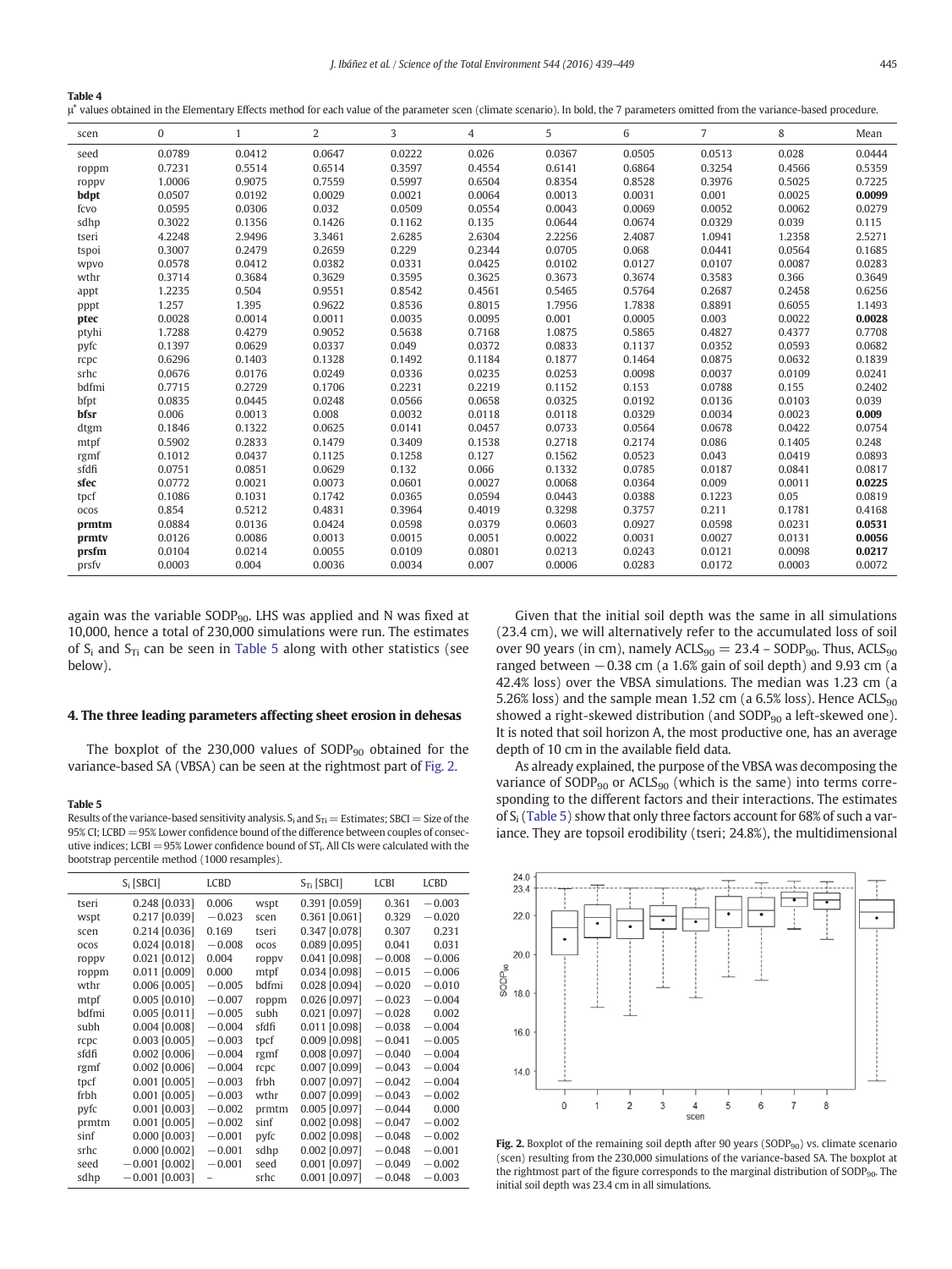**Table 4**
μ* values obtained in the Elementary Effects method for each value of the parameter scen (climate scenario). In bold, the 7 parameters omitted from the variance-based procedure.

| scen | 0 | 1 | 2 | 3 | 4 | 5 | 6 | 7 | 8 | Mean |
|---|---|---|---|---|---|---|---|---|---|---|
| seed | 0.0789 | 0.0412 | 0.0647 | 0.0222 | 0.026 | 0.0367 | 0.0505 | 0.0513 | 0.028 | 0.0444 |
| roppm | 0.7231 | 0.5514 | 0.6514 | 0.3597 | 0.4554 | 0.6141 | 0.6864 | 0.3254 | 0.4566 | 0.5359 |
| roppv | 1.0006 | 0.9075 | 0.7559 | 0.5997 | 0.6504 | 0.8354 | 0.8528 | 0.3976 | 0.5025 | 0.7225 |
| **bdpt** | 0.0507 | 0.0192 | 0.0029 | 0.0021 | 0.0064 | 0.0013 | 0.0031 | 0.001 | 0.0025 | **0.0099** |
| fcvo | 0.0595 | 0.0306 | 0.032 | 0.0509 | 0.0554 | 0.0043 | 0.0069 | 0.0052 | 0.0062 | 0.0279 |
| sdhp | 0.3022 | 0.1356 | 0.1426 | 0.1162 | 0.135 | 0.0644 | 0.0674 | 0.0329 | 0.039 | 0.115 |
| tseri | 4.2248 | 2.9496 | 3.3461 | 2.6285 | 2.6304 | 2.2256 | 2.4087 | 1.0941 | 1.2358 | 2.5271 |
| tspoi | 0.3007 | 0.2479 | 0.2659 | 0.229 | 0.2344 | 0.0705 | 0.068 | 0.0441 | 0.0564 | 0.1685 |
| wpvo | 0.0578 | 0.0412 | 0.0382 | 0.0331 | 0.0425 | 0.0102 | 0.0127 | 0.0107 | 0.0087 | 0.0283 |
| wthr | 0.3714 | 0.3684 | 0.3629 | 0.3595 | 0.3625 | 0.3673 | 0.3674 | 0.3583 | 0.366 | 0.3649 |
| appt | 1.2235 | 0.504 | 0.9551 | 0.8542 | 0.4561 | 0.5465 | 0.5764 | 0.2687 | 0.2458 | 0.6256 |
| pppt | 1.257 | 1.395 | 0.9622 | 0.8536 | 0.8015 | 1.7956 | 1.7838 | 0.8891 | 0.6055 | 1.1493 |
| **ptec** | 0.0028 | 0.0014 | 0.0011 | 0.0035 | 0.0095 | 0.001 | 0.0005 | 0.003 | 0.0022 | **0.0028** |
| ptyhi | 1.7288 | 0.4279 | 0.9052 | 0.5638 | 0.7168 | 1.0875 | 0.5865 | 0.4827 | 0.4377 | 0.7708 |
| pyfc | 0.1397 | 0.0629 | 0.0337 | 0.049 | 0.0372 | 0.0833 | 0.1137 | 0.0352 | 0.0593 | 0.0682 |
| rcpc | 0.6296 | 0.1403 | 0.1328 | 0.1492 | 0.1184 | 0.1877 | 0.1464 | 0.0875 | 0.0632 | 0.1839 |
| srhc | 0.0676 | 0.0176 | 0.0249 | 0.0336 | 0.0235 | 0.0253 | 0.0098 | 0.0037 | 0.0109 | 0.0241 |
| bdfmi | 0.7715 | 0.2729 | 0.1706 | 0.2231 | 0.2219 | 0.1152 | 0.153 | 0.0788 | 0.155 | 0.2402 |
| bfpt | 0.0835 | 0.0445 | 0.0248 | 0.0566 | 0.0658 | 0.0325 | 0.0192 | 0.0136 | 0.0103 | 0.039 |
| **bfsr** | 0.006 | 0.0013 | 0.008 | 0.0032 | 0.0118 | 0.0118 | 0.0329 | 0.0034 | 0.0023 | **0.009** |
| dtgm | 0.1846 | 0.1322 | 0.0625 | 0.0141 | 0.0457 | 0.0733 | 0.0564 | 0.0678 | 0.0422 | 0.0754 |
| mtpf | 0.5902 | 0.2833 | 0.1479 | 0.3409 | 0.1538 | 0.2718 | 0.2174 | 0.086 | 0.1405 | 0.248 |
| rgmf | 0.1012 | 0.0437 | 0.1125 | 0.1258 | 0.127 | 0.1562 | 0.0523 | 0.043 | 0.0419 | 0.0893 |
| sfdfi | 0.0751 | 0.0851 | 0.0629 | 0.132 | 0.066 | 0.1332 | 0.0785 | 0.0187 | 0.0841 | 0.0817 |
| **sfec** | 0.0772 | 0.0021 | 0.0073 | 0.0601 | 0.0027 | 0.0068 | 0.0364 | 0.009 | 0.0011 | **0.0225** |
| tpcf | 0.1086 | 0.1031 | 0.1742 | 0.0365 | 0.0594 | 0.0443 | 0.0388 | 0.1223 | 0.05 | 0.0819 |
| ocos | 0.854 | 0.5212 | 0.4831 | 0.3964 | 0.4019 | 0.3298 | 0.3757 | 0.211 | 0.1781 | 0.4168 |
| **prmtm** | 0.0884 | 0.0136 | 0.0424 | 0.0598 | 0.0379 | 0.0603 | 0.0927 | 0.0598 | 0.0231 | **0.0531** |
| **prmtv** | 0.0126 | 0.0086 | 0.0013 | 0.0015 | 0.0051 | 0.0022 | 0.0031 | 0.0027 | 0.0131 | **0.0056** |
| **prsfm** | 0.0104 | 0.0214 | 0.0055 | 0.0109 | 0.0801 | 0.0213 | 0.0243 | 0.0121 | 0.0098 | **0.0217** |
| prsfv | 0.0003 | 0.004 | 0.0036 | 0.0034 | 0.007 | 0.0006 | 0.0283 | 0.0172 | 0.0003 | 0.0072 |

again was the variable $SODP_{90}$. LHS was applied and N was fixed at 10,000, hence a total of 230,000 simulations were run. The estimates of $S_i$ and $S_{Ti}$ can be seen in Table 5 along with other statistics (see below).

## 4. The three leading parameters affecting sheet erosion in dehesas

The boxplot of the 230,000 values of $SODP_{90}$ obtained for the variance-based SA (VBSA) can be seen at the rightmost part of Fig. 2.

**Table 5**
Results of the variance-based sensitivity analysis. $S_i$ and $S_{Ti}$ = Estimates; SBCI = Size of the 95% CI; LCBD = 95% Lower confidence bound of the difference between couples of consecutive indices; LCBI = 95% Lower confidence bound of $S_{Ti}$. All CIs were calculated with the bootstrap percentile method (1000 resamples).

| | $S_i$ [SBCI] | LCBD | | $S_{Ti}$ [SBCI] | LCBI | LCBD |
|---|---|---|---|---|---|---|
| tseri | 0.248 [0.033] | 0.006 | wspt | 0.391 [0.059] | 0.361 | −0.003 |
| wspt | 0.217 [0.039] | −0.023 | scen | 0.361 [0.061] | 0.329 | −0.020 |
| scen | 0.214 [0.036] | 0.169 | tseri | 0.347 [0.078] | 0.307 | 0.231 |
| ocos | 0.024 [0.018] | −0.008 | ocos | 0.089 [0.095] | 0.041 | 0.031 |
| roppv | 0.021 [0.012] | 0.004 | roppv | 0.041 [0.098] | −0.008 | −0.006 |
| roppm | 0.011 [0.009] | 0.000 | mtpf | 0.034 [0.098] | −0.015 | −0.006 |
| wthr | 0.006 [0.005] | −0.005 | bdfmi | 0.028 [0.094] | −0.020 | −0.010 |
| mtpf | 0.005 [0.010] | −0.007 | roppm | 0.026 [0.097] | −0.023 | −0.004 |
| bdfmi | 0.005 [0.011] | −0.005 | subh | 0.021 [0.097] | −0.028 | 0.002 |
| subh | 0.004 [0.008] | −0.004 | sfdfi | 0.011 [0.098] | −0.038 | −0.004 |
| rcpc | 0.003 [0.005] | −0.003 | tpcf | 0.009 [0.098] | −0.041 | −0.005 |
| sfdfi | 0.002 [0.006] | −0.004 | rgmf | 0.008 [0.097] | −0.040 | −0.004 |
| rgmf | 0.002 [0.006] | −0.004 | rcpc | 0.007 [0.099] | −0.043 | −0.004 |
| tpcf | 0.001 [0.005] | −0.003 | frbh | 0.007 [0.097] | −0.042 | −0.004 |
| frbh | 0.001 [0.005] | −0.003 | wthr | 0.007 [0.099] | −0.043 | −0.002 |
| pyfc | 0.001 [0.003] | −0.002 | prmtm | 0.005 [0.097] | −0.044 | 0.000 |
| prmtm | 0.001 [0.005] | −0.002 | sinf | 0.002 [0.098] | −0.047 | −0.002 |
| sinf | 0.000 [0.003] | −0.001 | pyfc | 0.002 [0.098] | −0.048 | −0.002 |
| srhc | 0.000 [0.002] | −0.001 | sdhp | 0.002 [0.097] | −0.048 | −0.001 |
| seed | −0.001 [0.002] | −0.001 | seed | 0.001 [0.097] | −0.049 | −0.002 |
| sdhp | −0.001 [0.003] | – | srhc | 0.001 [0.097] | −0.048 | −0.003 |

Given that the initial soil depth was the same in all simulations (23.4 cm), we will alternatively refer to the accumulated loss of soil over 90 years (in cm), namely $ACLS_{90} = 23.4 - SODP_{90}$. Thus, $ACLS_{90}$ ranged between −0.38 cm (a 1.6% gain of soil depth) and 9.93 cm (a 42.4% loss) over the VBSA simulations. The median was 1.23 cm (a 5.26% loss) and the sample mean 1.52 cm (a 6.5% loss). Hence $ACLS_{90}$ showed a right-skewed distribution (and $SODP_{90}$ a left-skewed one). It is noted that soil horizon A, the most productive one, has an average depth of 10 cm in the available field data.

As already explained, the purpose of the VBSA was decomposing the variance of $SODP_{90}$ or $ACLS_{90}$ (which is the same) into terms corresponding to the different factors and their interactions. The estimates of $S_i$ (Table 5) show that only three factors account for 68% of such a variance. They are topsoil erodibility (tseri; 24.8%), the multidimensional

**Fig. 2.** Boxplot of the remaining soil depth after 90 years ($SODP_{90}$) vs. climate scenario (scen) resulting from the 230,000 simulations of the variance-based SA. The boxplot at the rightmost part of the figure corresponds to the marginal distribution of $SODP_{90}$. The initial soil depth was 23.4 cm in all simulations.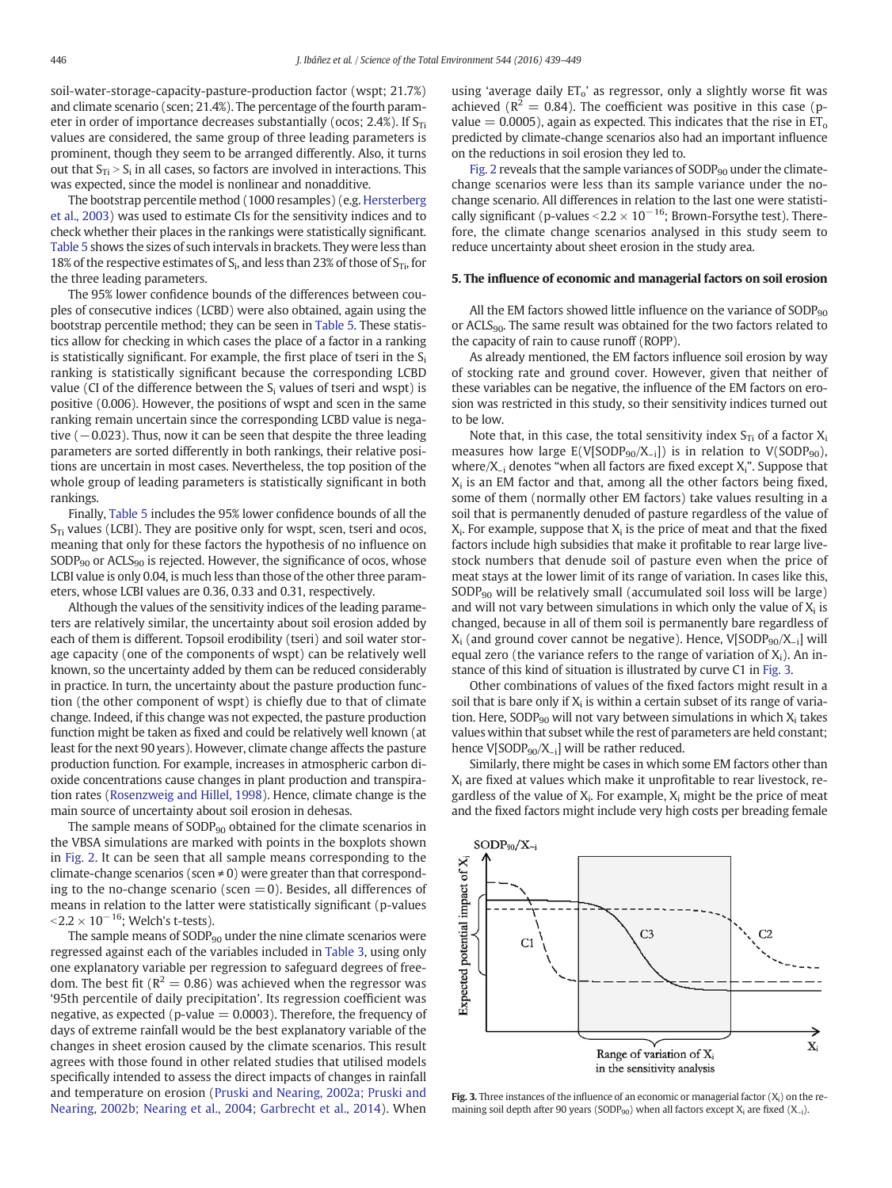soil-water-storage-capacity-pasture-production factor (wspt; 21.7%) and climate scenario (scen; 21.4%). The percentage of the fourth parameter in order of importance decreases substantially (ocos; 2.4%). If $S_{Ti}$ values are considered, the same group of three leading parameters is prominent, though they seem to be arranged differently. Also, it turns out that $S_{Ti} > S_i$ in all cases, so factors are involved in interactions. This was expected, since the model is nonlinear and nonadditive.

The bootstrap percentile method (1000 resamples) (e.g. Hersterberg et al., 2003) was used to estimate CIs for the sensitivity indices and to check whether their places in the rankings were statistically significant. Table 5 shows the sizes of such intervals in brackets. They were less than 18% of the respective estimates of $S_i$, and less than 23% of those of $S_{Ti}$, for the three leading parameters.

The 95% lower confidence bounds of the differences between couples of consecutive indices (LCBD) were also obtained, again using the bootstrap percentile method; they can be seen in Table 5. These statistics allow for checking in which cases the place of a factor in a ranking is statistically significant. For example, the first place of tseri in the $S_i$ ranking is statistically significant because the corresponding LCBD value (CI of the difference between the $S_i$ values of tseri and wspt) is positive (0.006). However, the positions of wspt and scen in the same ranking remain uncertain since the corresponding LCBD value is negative (−0.023). Thus, now it can be seen that despite the three leading parameters are sorted differently in both rankings, their relative positions are uncertain in most cases. Nevertheless, the top position of the whole group of leading parameters is statistically significant in both rankings.

Finally, Table 5 includes the 95% lower confidence bounds of all the $S_{Ti}$ values (LCBI). They are positive only for wspt, scen, tseri and ocos, meaning that only for these factors the hypothesis of no influence on $SODP_{90}$ or $ACLS_{90}$ is rejected. However, the significance of ocos, whose LCBI value is only 0.04, is much less than those of the other three parameters, whose LCBI values are 0.36, 0.33 and 0.31, respectively.

Although the values of the sensitivity indices of the leading parameters are relatively similar, the uncertainty about soil erosion added by each of them is different. Topsoil erodibility (tseri) and soil water storage capacity (one of the components of wspt) can be relatively well known, so the uncertainty added by them can be reduced considerably in practice. In turn, the uncertainty about the pasture production function (the other component of wspt) is chiefly due to that of climate change. Indeed, if this change was not expected, the pasture production function might be taken as fixed and could be relatively well known (at least for the next 90 years). However, climate change affects the pasture production function. For example, increases in atmospheric carbon dioxide concentrations cause changes in plant production and transpiration rates (Rosenzweig and Hillel, 1998). Hence, climate change is the main source of uncertainty about soil erosion in dehesas.

The sample means of $SODP_{90}$ obtained for the climate scenarios in the VBSA simulations are marked with points in the boxplots shown in Fig. 2. It can be seen that all sample means corresponding to the climate-change scenarios (scen ≠ 0) were greater than that corresponding to the no-change scenario (scen = 0). Besides, all differences of means in relation to the latter were statistically significant (p-values $< 2.2 \times 10^{-16}$; Welch's t-tests).

The sample means of $SODP_{90}$ under the nine climate scenarios were regressed against each of the variables included in Table 3, using only one explanatory variable per regression to safeguard degrees of freedom. The best fit ($R^2 = 0.86$) was achieved when the regressor was '95th percentile of daily precipitation'. Its regression coefficient was negative, as expected (p-value = 0.0003). Therefore, the frequency of days of extreme rainfall would be the best explanatory variable of the changes in sheet erosion caused by the climate scenarios. This result agrees with those found in other related studies that utilised models specifically intended to assess the direct impacts of changes in rainfall and temperature on erosion (Pruski and Nearing, 2002a; Pruski and Nearing, 2002b; Nearing et al., 2004; Garbrecht et al., 2014). When using 'average daily $ET_o$' as regressor, only a slightly worse fit was achieved ($R^2 = 0.84$). The coefficient was positive in this case (p-value = 0.0005), again as expected. This indicates that the rise in $ET_o$ predicted by climate-change scenarios also had an important influence on the reductions in soil erosion they led to.

Fig. 2 reveals that the sample variances of $SODP_{90}$ under the climate-change scenarios were less than its sample variance under the no-change scenario. All differences in relation to the last one were statistically significant (p-values $< 2.2 \times 10^{-16}$; Brown-Forsythe test). Therefore, the climate change scenarios analysed in this study seem to reduce uncertainty about sheet erosion in the study area.

## 5. The influence of economic and managerial factors on soil erosion

All the EM factors showed little influence on the variance of $SODP_{90}$ or $ACLS_{90}$. The same result was obtained for the two factors related to the capacity of rain to cause runoff (ROPP).

As already mentioned, the EM factors influence soil erosion by way of stocking rate and ground cover. However, given that neither of these variables can be negative, the influence of the EM factors on erosion was restricted in this study, so their sensitivity indices turned out to be low.

Note that, in this case, the total sensitivity index $S_{Ti}$ of a factor $X_i$ measures how large $E(V[SODP_{90}/X_{\sim i}])$ is in relation to $V(SODP_{90})$, where/$X_{\sim i}$ denotes "when all factors are fixed except $X_i$". Suppose that $X_i$ is an EM factor and that, among all the other factors being fixed, some of them (normally other EM factors) take values resulting in a soil that is permanently denuded of pasture regardless of the value of $X_i$. For example, suppose that $X_i$ is the price of meat and that the fixed factors include high subsidies that make it profitable to rear large livestock numbers that denude soil of pasture even when the price of meat stays at the lower limit of its range of variation. In cases like this, $SODP_{90}$ will be relatively small (accumulated soil loss will be large) and will not vary between simulations in which only the value of $X_i$ is changed, because in all of them soil is permanently bare regardless of $X_i$ (and ground cover cannot be negative). Hence, $V[SODP_{90}/X_{\sim i}]$ will equal zero (the variance refers to the range of variation of $X_i$). An instance of this kind of situation is illustrated by curve C1 in Fig. 3.

Other combinations of values of the fixed factors might result in a soil that is bare only if $X_i$ is within a certain subset of its range of variation. Here, $SODP_{90}$ will not vary between simulations in which $X_i$ takes values within that subset while the rest of parameters are held constant; hence $V[SODP_{90}/X_{\sim i}]$ will be rather reduced.

Similarly, there might be cases in which some EM factors other than $X_i$ are fixed at values which make it unprofitable to rear livestock, regardless of the value of $X_i$. For example, $X_i$ might be the price of meat and the fixed factors might include very high costs per breading female

**Fig. 3.** Three instances of the influence of an economic or managerial factor ($X_i$) on the remaining soil depth after 90 years ($SODP_{90}$) when all factors except $X_i$ are fixed ($X_{\sim i}$).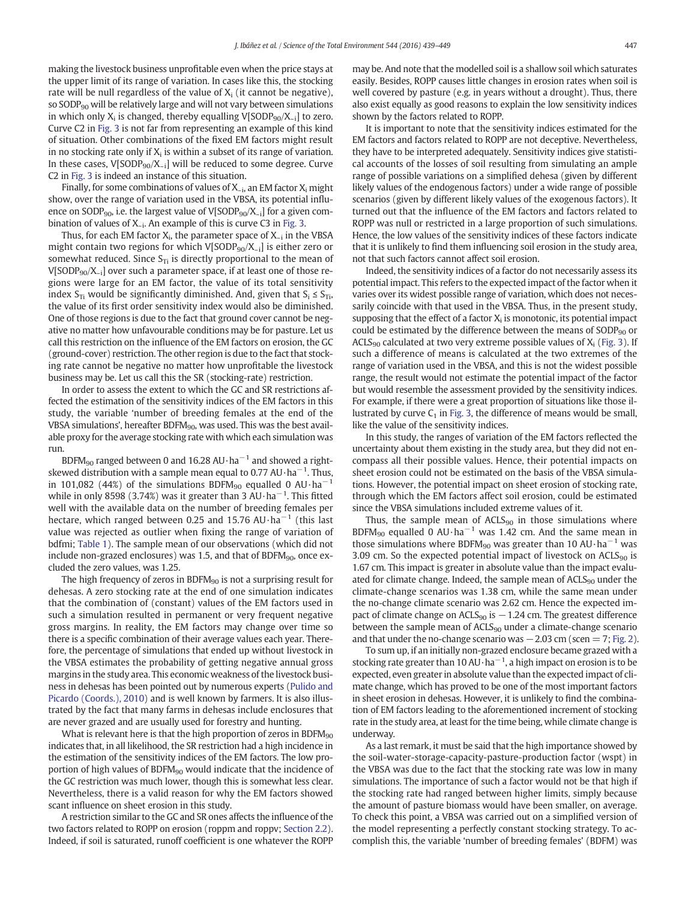making the livestock business unprofitable even when the price stays at the upper limit of its range of variation. In cases like this, the stocking rate will be null regardless of the value of $X_i$ (it cannot be negative), so $SODP_{90}$ will be relatively large and will not vary between simulations in which only $X_i$ is changed, thereby equalling $V[SODP_{90}/X_{-i}]$ to zero. Curve C2 in Fig. 3 is not far from representing an example of this kind of situation. Other combinations of the fixed EM factors might result in no stocking rate only if $X_i$ is within a subset of its range of variation. In these cases, $V[SODP_{90}/X_{-i}]$ will be reduced to some degree. Curve C2 in Fig. 3 is indeed an instance of this situation.

Finally, for some combinations of values of $X_{-i}$, an EM factor $X_i$ might show, over the range of variation used in the VBSA, its potential influence on $SODP_{90}$, i.e. the largest value of $V[SODP_{90}/X_{-i}]$ for a given combination of values of $X_{-i}$. An example of this is curve C3 in Fig. 3.

Thus, for each EM factor $X_i$, the parameter space of $X_{-i}$ in the VBSA might contain two regions for which $V[SODP_{90}/X_{-i}]$ is either zero or somewhat reduced. Since $S_{Ti}$ is directly proportional to the mean of $V[SODP_{90}/X_{-i}]$ over such a parameter space, if at least one of those regions were large for an EM factor, the value of its total sensitivity index $S_{Ti}$ would be significantly diminished. And, given that $S_i \leq S_{Ti}$, the value of its first order sensitivity index would also be diminished. One of those regions is due to the fact that ground cover cannot be negative no matter how unfavourable conditions may be for pasture. Let us call this restriction on the influence of the EM factors on erosion, the GC (ground-cover) restriction. The other region is due to the fact that stocking rate cannot be negative no matter how unprofitable the livestock business may be. Let us call this the SR (stocking-rate) restriction.

In order to assess the extent to which the GC and SR restrictions affected the estimation of the sensitivity indices of the EM factors in this study, the variable 'number of breeding females at the end of the VBSA simulations', hereafter $BDFM_{90}$, was used. This was the best available proxy for the average stocking rate with which each simulation was run.

$BDFM_{90}$ ranged between 0 and 16.28 $AU \cdot ha^{-1}$ and showed a right-skewed distribution with a sample mean equal to 0.77 $AU \cdot ha^{-1}$. Thus, in 101,082 (44%) of the simulations $BDFM_{90}$ equalled 0 $AU \cdot ha^{-1}$ while in only 8598 (3.74%) was it greater than 3 $AU \cdot ha^{-1}$. This fitted well with the available data on the number of breeding females per hectare, which ranged between 0.25 and 15.76 $AU \cdot ha^{-1}$ (this last value was rejected as outlier when fixing the range of variation of bdfmi; Table 1). The sample mean of our observations (which did not include non-grazed enclosures) was 1.5, and that of $BDFM_{90}$, once excluded the zero values, was 1.25.

The high frequency of zeros in $BDFM_{90}$ is not a surprising result for dehesas. A zero stocking rate at the end of one simulation indicates that the combination of (constant) values of the EM factors used in such a simulation resulted in permanent or very frequent negative gross margins. In reality, the EM factors may change over time so there is a specific combination of their average values each year. Therefore, the percentage of simulations that ended up without livestock in the VBSA estimates the probability of getting negative annual gross margins in the study area. This economic weakness of the livestock business in dehesas has been pointed out by numerous experts (Pulido and Picardo (Coords.), 2010) and is well known by farmers. It is also illustrated by the fact that many farms in dehesas include enclosures that are never grazed and are usually used for forestry and hunting.

What is relevant here is that the high proportion of zeros in $BDFM_{90}$ indicates that, in all likelihood, the SR restriction had a high incidence in the estimation of the sensitivity indices of the EM factors. The low proportion of high values of $BDFM_{90}$ would indicate that the incidence of the GC restriction was much lower, though this is somewhat less clear. Nevertheless, there is a valid reason for why the EM factors showed scant influence on sheet erosion in this study.

A restriction similar to the GC and SR ones affects the influence of the two factors related to ROPP on erosion (roppm and roppv; Section 2.2). Indeed, if soil is saturated, runoff coefficient is one whatever the ROPP may be. And note that the modelled soil is a shallow soil which saturates easily. Besides, ROPP causes little changes in erosion rates when soil is well covered by pasture (e.g. in years without a drought). Thus, there also exist equally as good reasons to explain the low sensitivity indices shown by the factors related to ROPP.

It is important to note that the sensitivity indices estimated for the EM factors and factors related to ROPP are not deceptive. Nevertheless, they have to be interpreted adequately. Sensitivity indices give statistical accounts of the losses of soil resulting from simulating an ample range of possible variations on a simplified dehesa (given by different likely values of the endogenous factors) under a wide range of possible scenarios (given by different likely values of the exogenous factors). It turned out that the influence of the EM factors and factors related to ROPP was null or restricted in a large proportion of such simulations. Hence, the low values of the sensitivity indices of these factors indicate that it is unlikely to find them influencing soil erosion in the study area, not that such factors cannot affect soil erosion.

Indeed, the sensitivity indices of a factor do not necessarily assess its potential impact. This refers to the expected impact of the factor when it varies over its widest possible range of variation, which does not necessarily coincide with that used in the VBSA. Thus, supposing that the effect of a factor $X_i$ is monotonic, its potential impact could be estimated by the difference between the means of $SODP_{90}$ or $ACLS_{90}$ calculated at two very extreme possible values of $X_i$ (Fig. 3). If such a difference of means is calculated at the two extremes of the range of variation used in the VBSA, and this is not the widest possible range, the result would not estimate the potential impact of the factor but would resemble the assessment provided by the sensitivity indices. For example, if there were a great proportion of situations like those illustrated by curve $C_1$ in Fig. 3, the difference of means would be small, like the value of the sensitivity indices.

In this study, the ranges of variation of the EM factors reflected the uncertainty about them existing in the study area, but they did not encompass all their possible values. Hence, their potential impacts on sheet erosion could not be estimated on the basis of the VBSA simulations. However, the potential impact on sheet erosion of stocking rate, through which the EM factors affect soil erosion, could be estimated since the VBSA simulations included extreme values of it.

Thus, the sample mean of $ACLS_{90}$ in those simulations where $BDFM_{90}$ equalled 0 $AU \cdot ha^{-1}$ was 1.42 cm. And the same mean in those simulations where $BDFM_{90}$ was greater than 10 $AU \cdot ha^{-1}$ was 3.09 cm. So the expected potential impact of livestock on $ACLS_{90}$ is 1.67 cm. This impact is greater in absolute value than the impact evaluated for climate change. Indeed, the sample mean of $ACLS_{90}$ under the climate-change scenarios was 1.38 cm, while the same mean under the no-change climate scenario was 2.62 cm. Hence the expected impact of climate change on $ACLS_{90}$ is −1.24 cm. The greatest difference between the sample mean of $ACLS_{90}$ under a climate-change scenario and that under the no-change scenario was −2.03 cm (scen = 7; Fig. 2).

To sum up, if an initially non-grazed enclosure became grazed with a stocking rate greater than 10 $AU \cdot ha^{-1}$, a high impact on erosion is to be expected, even greater in absolute value than the expected impact of climate change, which has proved to be one of the most important factors in sheet erosion in dehesas. However, it is unlikely to find the combination of EM factors leading to the aforementioned increment of stocking rate in the study area, at least for the time being, while climate change is underway.

As a last remark, it must be said that the high importance showed by the soil-water-storage-capacity-pasture-production factor (wspt) in the VBSA was due to the fact that the stocking rate was low in many simulations. The importance of such a factor would not be that high if the stocking rate had ranged between higher limits, simply because the amount of pasture biomass would have been smaller, on average. To check this point, a VBSA was carried out on a simplified version of the model representing a perfectly constant stocking strategy. To accomplish this, the variable 'number of breeding females' (BDFM) was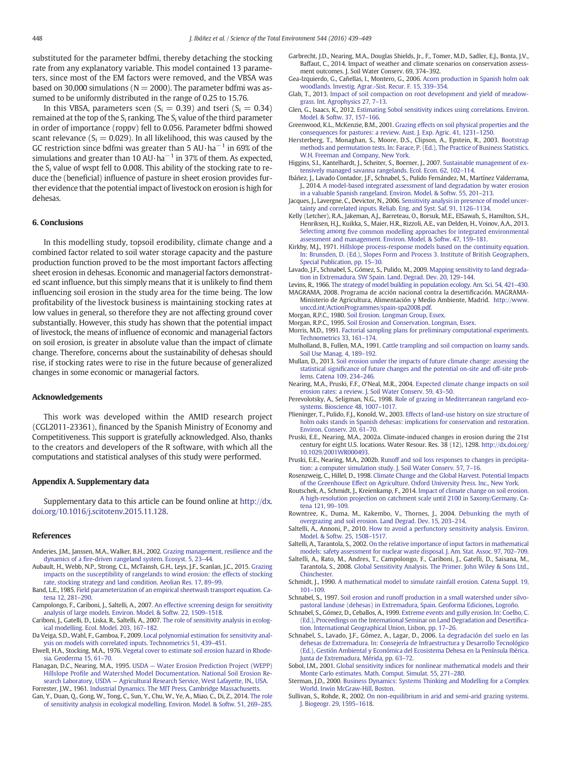substituted for the parameter bdfmi, thereby detaching the stocking rate from any explanatory variable. This model contained 13 parameters, since most of the EM factors were removed, and the VBSA was based on 30,000 simulations (N = 2000). The parameter bdfmi was assumed to be uniformly distributed in the range of 0.25 to 15.76.

In this VBSA, parameters scen ($S_i = 0.39$) and tseri ($S_i = 0.34$) remained at the top of the $S_i$ ranking. The $S_i$ value of the third parameter in order of importance (roppv) fell to 0.056. Parameter bdfmi showed scant relevance ($S_i = 0.029$). In all likelihood, this was caused by the GC restriction since bdfmi was greater than 5 AU·ha$^{-1}$ in 69% of the simulations and greater than 10 AU·ha$^{-1}$ in 37% of them. As expected, the $S_i$ value of wspt fell to 0.008. This ability of the stocking rate to reduce the (beneficial) influence of pasture in sheet erosion provides further evidence that the potential impact of livestock on erosion is high for dehesas.

## 6. Conclusions

In this modelling study, topsoil erodibility, climate change and a combined factor related to soil water storage capacity and the pasture production function proved to be the most important factors affecting sheet erosion in dehesas. Economic and managerial factors demonstrated scant influence, but this simply means that it is unlikely to find them influencing soil erosion in the study area for the time being. The low profitability of the livestock business is maintaining stocking rates at low values in general, so therefore they are not affecting ground cover substantially. However, this study has shown that the potential impact of livestock, the means of influence of economic and managerial factors on soil erosion, is greater in absolute value than the impact of climate change. Therefore, concerns about the sustainability of dehesas should rise, if stocking rates were to rise in the future because of generalized changes in some economic or managerial factors.

## Acknowledgements

This work was developed within the AMID research project (CGL2011-23361), financed by the Spanish Ministry of Economy and Competitiveness. This support is gratefully acknowledged. Also, thanks to the creators and developers of the R software, with which all the computations and statistical analyses of this study were performed.

## Appendix A. Supplementary data

Supplementary data to this article can be found online at http://dx.doi.org/10.1016/j.scitotenv.2015.11.128.

## References

Anderies, J.M., Janssen, M.A., Walker, B.H., 2002. Grazing management, resilience and the dynamics of a fire-driven rangeland system. Ecosyst. 5, 23–44.

Aubault, H., Webb, N.P., Strong, C.L., McTainsh, G.H., Leys, J.F., Scanlan, J.C., 2015. Grazing impacts on the susceptibility of rangelands to wind erosion: the effects of stocking rate, stocking strategy and land condition. Aeolian Res. 17, 89–99.

Band, L.E., 1985. Field parameterization of an empirical sheetwash transport equation. Catena 12, 281–290.

Campolongo, F., Cariboni, J., Saltelli, A., 2007. An effective screening design for sensitivity analysis of large models. Environ. Model. & Softw. 22, 1509–1518.

Cariboni, J., Gatelli, D., Liska, R., Saltelli, A., 2007. The role of sensitivity analysis in ecological modelling. Ecol. Model. 203, 167–182.

Da Veiga, S.D., Wahl, F., Gamboa, F., 2009. Local polynomial estimation for sensitivity analysis on models with correlated inputs. Technometrics 51, 439–451.

Elwell, H.A., Stocking, M.A., 1976. Vegetal cover to estimate soil erosion hazard in Rhodesia. Geoderma 15, 61–70.

Flanagan, D.C., Nearing, M.A., 1995. USDA — Water Erosion Prediction Project (WEPP) Hillslope Profile and Watershed Model Documentation. National Soil Erosion Research Laboratory, USDA — Agricultural Research Service, West Lafayette, IN, USA.

Forrester, J.W., 1961. Industrial Dynamics. The MIT Press, Cambridge Massachusetts.

Gan, Y., Duan, Q., Gong, W., Tong, C., Sun, Y., Chu, W., Ye, A., Miao, C., Di, Z., 2014. The role of sensitivity analysis in ecological modelling. Environ. Model. & Softw. 51, 269–285.

Garbrecht, J.D., Nearing, M.A., Douglas Shields, Jr., F., Tomer, M.D., Sadler, E.J., Bonta, J.V., Baffaut, C., 2014. Impact of weather and climate scenarios on conservation assessment outcomes. J. Soil Water Conserv. 69, 374–392.

Gea-Izquierdo, G., Cañellas, I., Montero, G., 2006. Acorn production in Spanish holm oak woodlands. Investig. Agrar.-Sist. Recur. F. 15, 339–354.

Glab, T., 2013. Impact of soil compaction on root development and yield of meadow-grass. Int. Agrophysics 27, 7–13.

Glen, G., Isaacs, K., 2012. Estimating Sobol sensitivity indices using correlations. Environ. Model. & Softw. 37, 157–166.

Greenwood, K.L., McKenzie, B.M., 2001. Grazing effects on soil physical properties and the consequences for pastures: a review. Aust. J. Exp. Agric. 41, 1231–1250.

Hersterberg, T., Monaghan, S., Moore, D.S., Clipson, A., Epstein, R., 2003. Bootstrap methods and permutation tests. In: Farace, P. (Ed.), The Practice of Business Statistics. W.H. Freeman and Company, New York.

Higgins, S.I., Kantelhardt, J., Scheiter, S., Boerner, J., 2007. Sustainable management of extensively managed savanna rangelands. Ecol. Econ. 62, 102–114.

Ibáñez, J., Lavado Contador, J.F., Schnabel, S., Pulido Fernández, M., Martínez Valderrama, J., 2014. A model-based integrated assessment of land degradation by water erosion in a valuable Spanish rangeland. Environ. Model. & Softw. 55, 201–213.

Jacques, J., Lavergne, C., Devictor, N., 2006. Sensitivity analysis in presence of model uncertainty and correlated inputs. Reliab. Eng. and Syst. Saf. 91, 1126–1134.

Kelly (Letcher), R.A., Jakeman, A.J., Barreteau, O., Borsuk, M.E., ElSawah, S., Hamilton, S.H., Henriksen, H.J., Kuikka, S., Maier, H.R., Rizzoli, A.E., van Delden, H., Voinov, A.A., 2013. Selecting among five common modelling approaches for integrated environmental assessment and management. Environ. Model. & Softw. 47, 159–181.

Kirkby, M.J., 1971. Hillslope process-response models based on the continuity equation. In: Brunsden, D. (Ed.), Slopes Form and Process 3. Institute of British Geographers, Special Publication, pp. 15–30.

Lavado, J.F., Schnabel, S., Gómez, S., Pulido, M., 2009. Mapping sensitivity to land degradation in Extremadura. SW Spain. Land. Degrad. Dev. 20, 129–144.

Levins, R., 1966. The strategy of model building in population ecology. Am. Sci. 54, 421–430.

MAGRAMA, 2008. Programa de acción nacional contra la desertificación. MAGRAMA-Ministerio de Agricultura, Alimentación y Medio Ambiente, Madrid. http://www.unccd.int/ActionProgrammes/spain-spa2008.pdf.

Morgan, R.P.C., 1980. Soil Erosion. Longman Group, Essex.

Morgan, R.P.C., 1995. Soil Erosion and Conservation. Longman, Essex.

Morris, M.D., 1991. Factorial sampling plans for preliminary computational experiments. Technometrics 33, 161–174.

Mulholland, B., Fullen, M.A., 1991. Cattle trampling and soil compaction on loamy sands. Soil Use Manag. 4, 189–192.

Mullan, D., 2013. Soil erosion under the impacts of future climate change: assessing the statistical significance of future changes and the potential on-site and off-site problems. Catena 109, 234–246.

Nearing, M.A., Pruski, F.F., O'Neal, M.R., 2004. Expected climate change impacts on soil erosion rates: a review. J. Soil Water Conserv. 59, 43–50.

Perevolotsky, A., Seligman, N.G., 1998. Role of grazing in Mediterranean rangeland ecosystems. Bioscience 48, 1007–1017.

Plieninger, T., Pulido, F.J., Konold, W., 2003. Effects of land-use history on size structure of holm oaks stands in Spanish dehesas: implications for conservation and restoration. Environ. Conserv. 20, 61–70.

Pruski, E.E., Nearing, M.A., 2002a. Climate-induced changes in erosion during the 21st century for eight U.S. locations. Water Resour. Res. 38 (12), 1298. http://dx.doi.org/10.1029/2001WR000493.

Pruski, E.E., Nearing, M.A., 2002b. Runoff and soil loss responses to changes in precipitation: a computer simulation study. J. Soil Water Conserv. 57, 7–16.

Rosenzweig, C., Hillel, D., 1998. Climate Change and the Global Harvest. Potential Impacts of the Greenhouse Effect on Agriculture. Oxford University Press. Inc., New York.

Routschek, A., Schmidt, J., Kreienkamp, F., 2014. Impact of climate change on soil erosion. A high-resolution projection on catchment scale until 2100 in Saxony/Germany. Catena 121, 99–109.

Rowntree, K., Duma, M., Kakembo, V., Thornes, J., 2004. Debunking the myth of overgrazing and soil erosion. Land Degrad. Dev. 15, 203–214.

Saltelli, A., Annoni, P., 2010. How to avoid a perfunctory sensitivity analysis. Environ. Model. & Softw. 25, 1508–1517.

Saltelli, A., Tarantola, S., 2002. On the relative importance of input factors in mathematical models: safety assessment for nuclear waste disposal. J. Am. Stat. Assoc. 97, 702–709.

Saltelli, A., Rato, M., Andres, T., Campolongo, F., Cariboni, J., Gatelli, D., Saisana, M., Tarantola, S., 2008. Global Sensitivity Analysis. The Primer. John Wiley & Sons Ltd., Chinchester.

Schmidt, J., 1990. A mathematical model to simulate rainfall erosion. Catena Suppl. 19, 101–109.

Schnabel, S., 1997. Soil erosion and runoff production in a small watershed under silvo-pastoral landuse (dehesas) in Extremadura, Spain. Geoforma Ediciones, Logroño.

Schnabel, S., Gómez, D., Ceballos, A., 1999. Extreme events and gully erosion. In: Coelho, C. (Ed.), Proceedings on the International Seminar on Land Degradation and Desertification. International Geographical Union, Lisbon, pp. 17–26.

Schnabel, S., Lavado, J.F., Gómez, A., Lagar, D., 2006. La degradación del suelo en las dehesas de Extremadura. In: Consejería de Infraestructura y Desarrollo Tecnológico (Ed.), Gestión Ambiental y Económica del Ecosistema Dehesa en la Península Ibérica. Junta de Extremadura, Mérida, pp. 63–72.

Sobol, I.M., 2001. Global sensitivity indices for nonlinear mathematical models and their Monte Carlo estimates. Math. Comput. Simulat. 55, 271–280.

Sterman, J.D., 2000. Business Dynamics: Systems Thinking and Modelling for a Complex World. Irwin McGraw-Hill, Boston.

Sullivan, S., Rohde, R., 2002. On non-equilibrium in arid and semi-arid grazing systems. J. Biogeogr. 29, 1595–1618.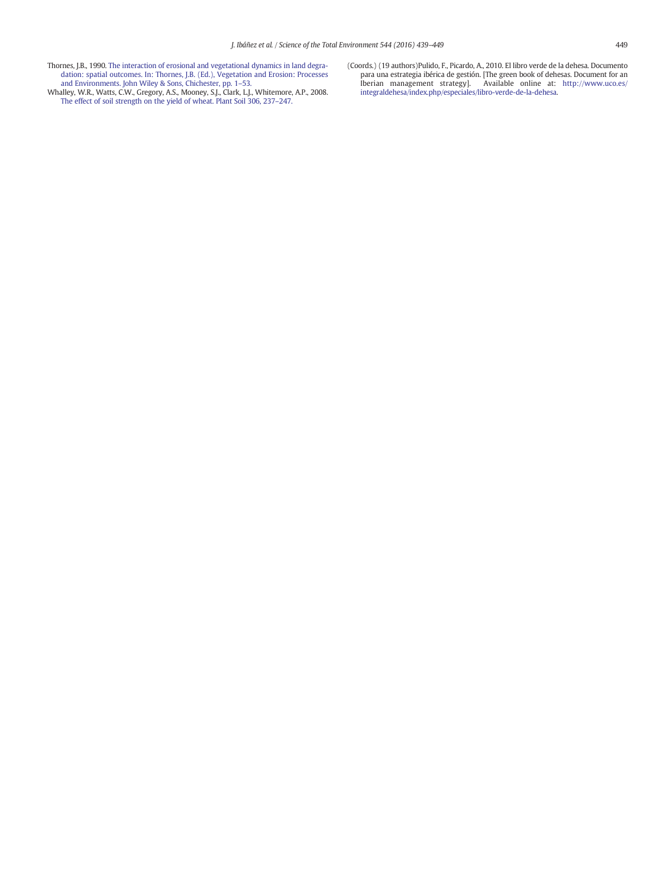Thornes, J.B., 1990. The interaction of erosional and vegetational dynamics in land degradation: spatial outcomes. In: Thornes, J.B. (Ed.), Vegetation and Erosion: Processes and Environments. John Wiley & Sons, Chichester, pp. 1–53.

Whalley, W.R., Watts, C.W., Gregory, A.S., Mooney, S.J., Clark, L.J., Whitemore, A.P., 2008. The effect of soil strength on the yield of wheat. Plant Soil 306, 237–247.

(Coords.) (19 authors)Pulido, F., Picardo, A., 2010. El libro verde de la dehesa. Documento para una estrategia ibérica de gestión. [The green book of dehesas. Document for an Iberian management strategy]. Available online at: http://www.uco.es/integraldehesa/index.php/especiales/libro-verde-de-la-dehesa.